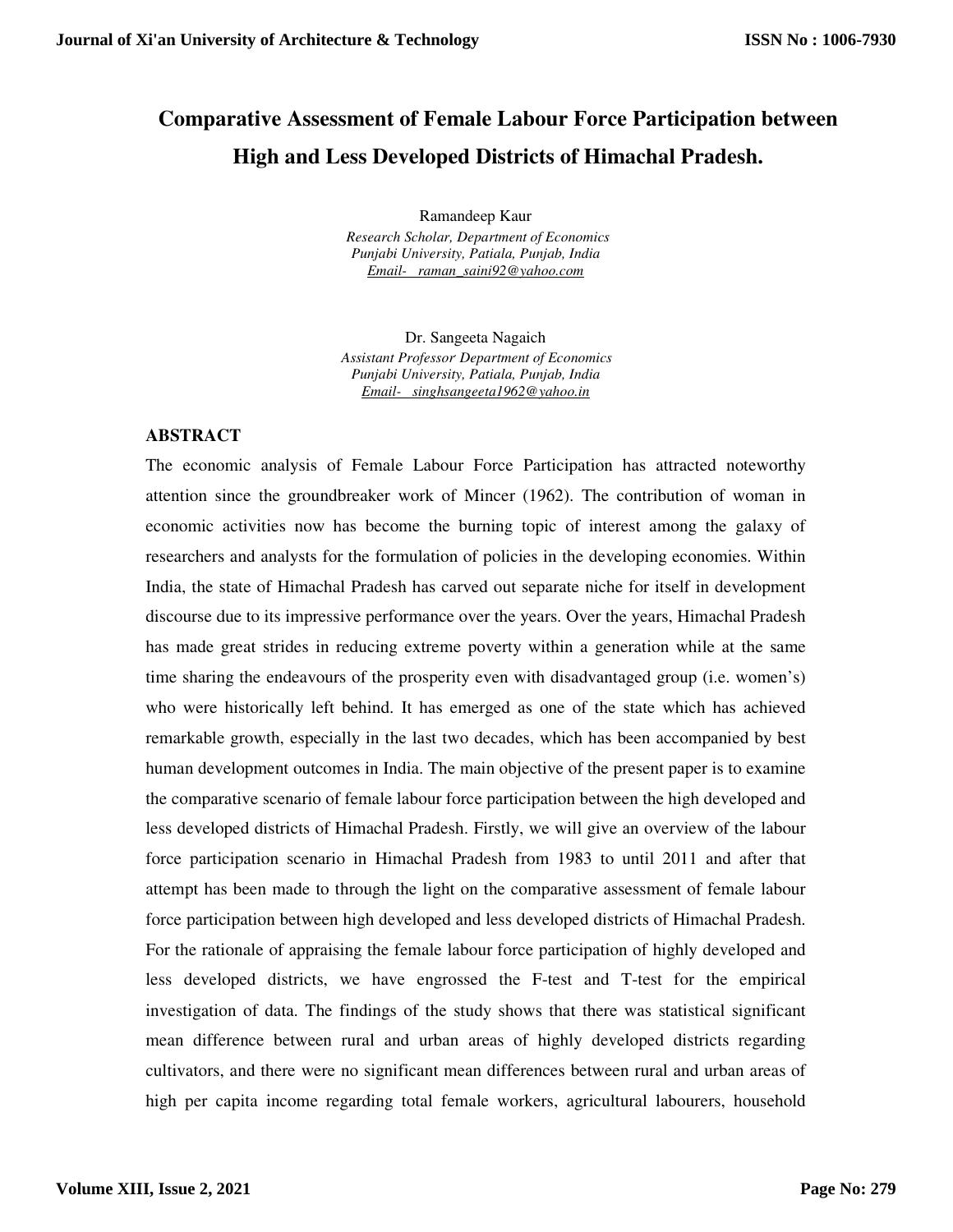# Comparative Assessment of Female Labour Force Participation between High and Less Developed Districts of Himachal Pradesh.

Ramandeep Kaur

*Research Scholar, Department of Economics*
*Punjabi University, Patiala, Punjab, India*
*Email- raman_saini92@yahoo.com*

Dr. Sangeeta Nagaich

*Assistant Professor Department of Economics*
*Punjabi University, Patiala, Punjab, India*
*Email- singhsangeeta1962@yahoo.in*

## ABSTRACT

The economic analysis of Female Labour Force Participation has attracted noteworthy attention since the groundbreaker work of Mincer (1962). The contribution of woman in economic activities now has become the burning topic of interest among the galaxy of researchers and analysts for the formulation of policies in the developing economies. Within India, the state of Himachal Pradesh has carved out separate niche for itself in development discourse due to its impressive performance over the years. Over the years, Himachal Pradesh has made great strides in reducing extreme poverty within a generation while at the same time sharing the endeavours of the prosperity even with disadvantaged group (i.e. women's) who were historically left behind. It has emerged as one of the state which has achieved remarkable growth, especially in the last two decades, which has been accompanied by best human development outcomes in India. The main objective of the present paper is to examine the comparative scenario of female labour force participation between the high developed and less developed districts of Himachal Pradesh. Firstly, we will give an overview of the labour force participation scenario in Himachal Pradesh from 1983 to until 2011 and after that attempt has been made to through the light on the comparative assessment of female labour force participation between high developed and less developed districts of Himachal Pradesh. For the rationale of appraising the female labour force participation of highly developed and less developed districts, we have engrossed the F-test and T-test for the empirical investigation of data. The findings of the study shows that there was statistical significant mean difference between rural and urban areas of highly developed districts regarding cultivators, and there were no significant mean differences between rural and urban areas of high per capita income regarding total female workers, agricultural labourers, household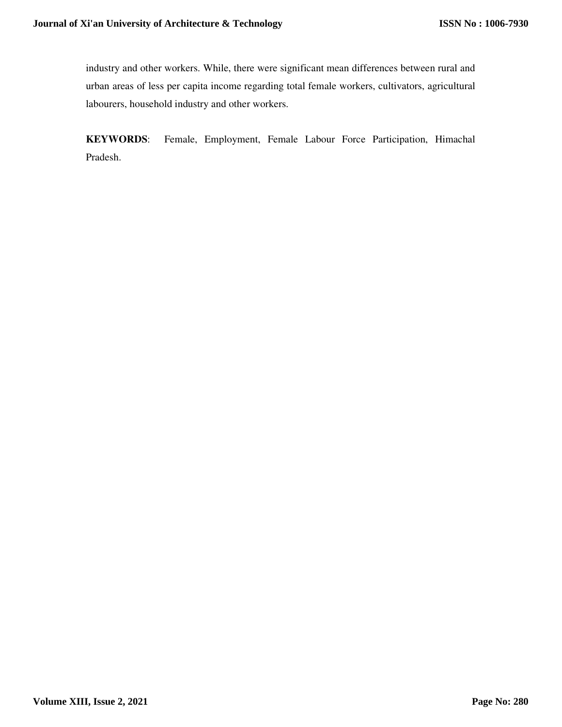industry and other workers. While, there were significant mean differences between rural and urban areas of less per capita income regarding total female workers, cultivators, agricultural labourers, household industry and other workers.

**KEYWORDS**: Female, Employment, Female Labour Force Participation, Himachal Pradesh.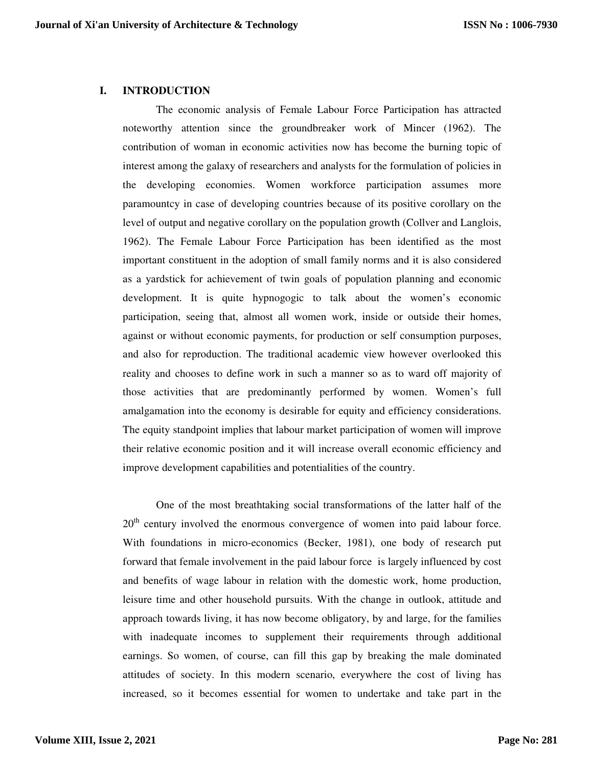## I. INTRODUCTION

The economic analysis of Female Labour Force Participation has attracted noteworthy attention since the groundbreaker work of Mincer (1962). The contribution of woman in economic activities now has become the burning topic of interest among the galaxy of researchers and analysts for the formulation of policies in the developing economies. Women workforce participation assumes more paramountcy in case of developing countries because of its positive corollary on the level of output and negative corollary on the population growth (Collver and Langlois, 1962). The Female Labour Force Participation has been identified as the most important constituent in the adoption of small family norms and it is also considered as a yardstick for achievement of twin goals of population planning and economic development. It is quite hypnogogic to talk about the women's economic participation, seeing that, almost all women work, inside or outside their homes, against or without economic payments, for production or self consumption purposes, and also for reproduction. The traditional academic view however overlooked this reality and chooses to define work in such a manner so as to ward off majority of those activities that are predominantly performed by women. Women's full amalgamation into the economy is desirable for equity and efficiency considerations. The equity standpoint implies that labour market participation of women will improve their relative economic position and it will increase overall economic efficiency and improve development capabilities and potentialities of the country.

One of the most breathtaking social transformations of the latter half of the 20th century involved the enormous convergence of women into paid labour force. With foundations in micro-economics (Becker, 1981), one body of research put forward that female involvement in the paid labour force is largely influenced by cost and benefits of wage labour in relation with the domestic work, home production, leisure time and other household pursuits. With the change in outlook, attitude and approach towards living, it has now become obligatory, by and large, for the families with inadequate incomes to supplement their requirements through additional earnings. So women, of course, can fill this gap by breaking the male dominated attitudes of society. In this modern scenario, everywhere the cost of living has increased, so it becomes essential for women to undertake and take part in the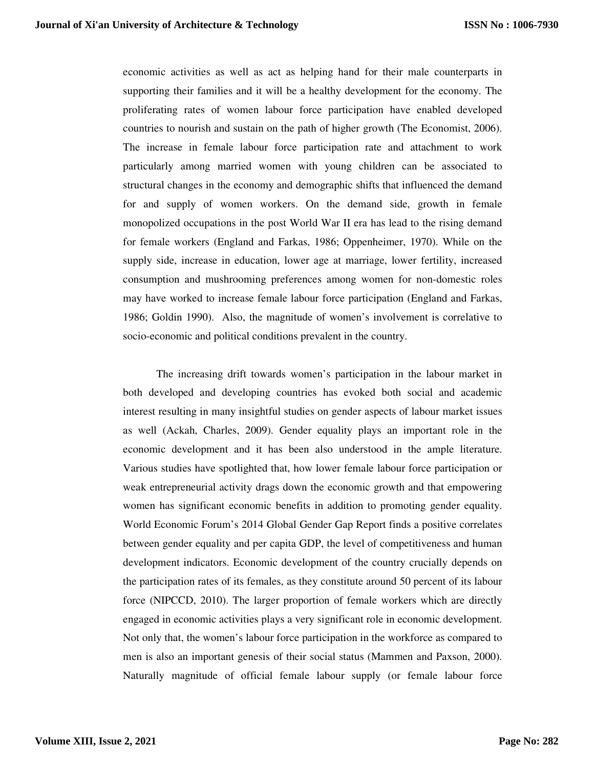economic activities as well as act as helping hand for their male counterparts in supporting their families and it will be a healthy development for the economy. The proliferating rates of women labour force participation have enabled developed countries to nourish and sustain on the path of higher growth (The Economist, 2006). The increase in female labour force participation rate and attachment to work particularly among married women with young children can be associated to structural changes in the economy and demographic shifts that influenced the demand for and supply of women workers. On the demand side, growth in female monopolized occupations in the post World War II era has lead to the rising demand for female workers (England and Farkas, 1986; Oppenheimer, 1970). While on the supply side, increase in education, lower age at marriage, lower fertility, increased consumption and mushrooming preferences among women for non-domestic roles may have worked to increase female labour force participation (England and Farkas, 1986; Goldin 1990). Also, the magnitude of women's involvement is correlative to socio-economic and political conditions prevalent in the country.

The increasing drift towards women's participation in the labour market in both developed and developing countries has evoked both social and academic interest resulting in many insightful studies on gender aspects of labour market issues as well (Ackah, Charles, 2009). Gender equality plays an important role in the economic development and it has been also understood in the ample literature. Various studies have spotlighted that, how lower female labour force participation or weak entrepreneurial activity drags down the economic growth and that empowering women has significant economic benefits in addition to promoting gender equality. World Economic Forum's 2014 Global Gender Gap Report finds a positive correlates between gender equality and per capita GDP, the level of competitiveness and human development indicators. Economic development of the country crucially depends on the participation rates of its females, as they constitute around 50 percent of its labour force (NIPCCD, 2010). The larger proportion of female workers which are directly engaged in economic activities plays a very significant role in economic development. Not only that, the women's labour force participation in the workforce as compared to men is also an important genesis of their social status (Mammen and Paxson, 2000). Naturally magnitude of official female labour supply (or female labour force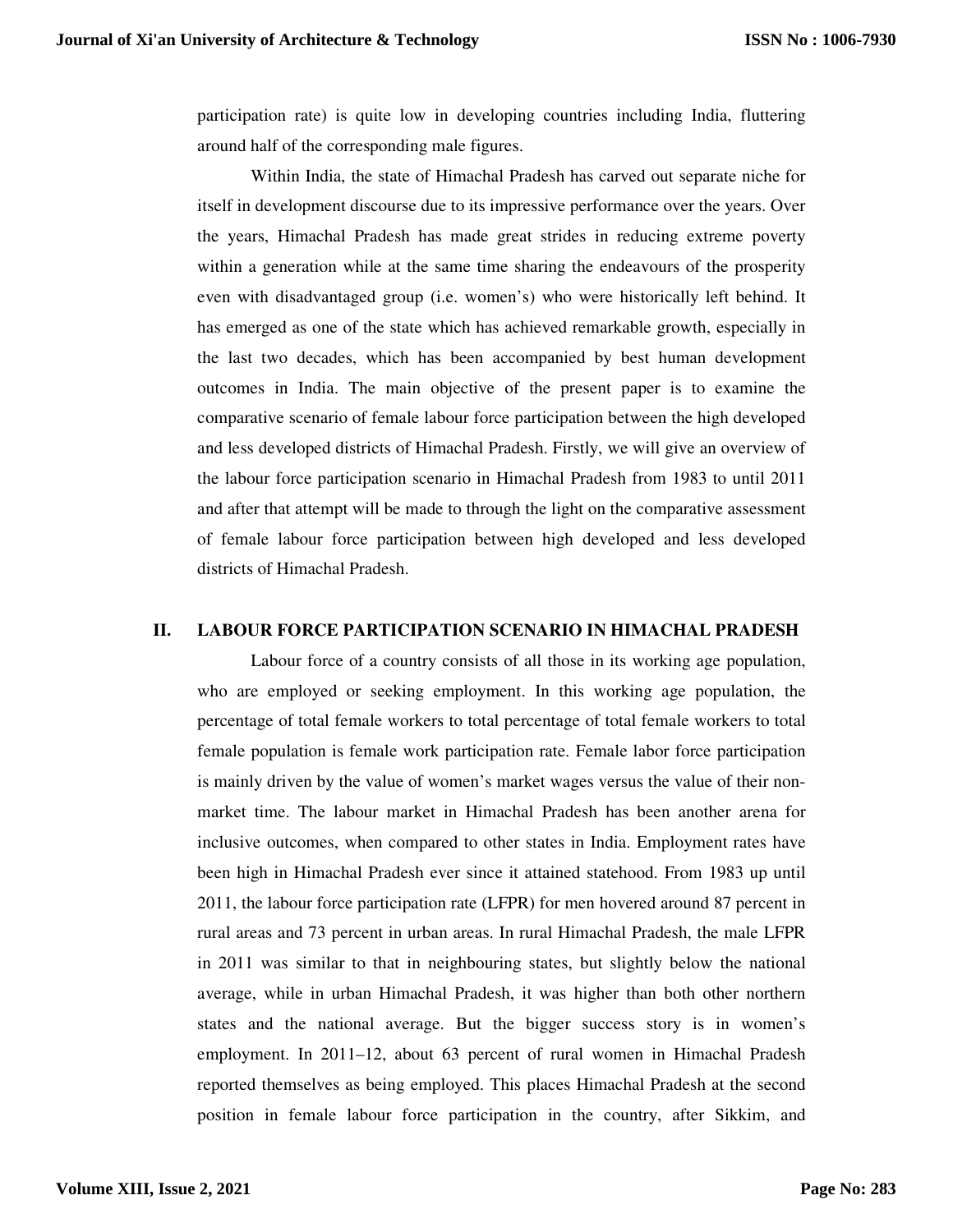participation rate) is quite low in developing countries including India, fluttering around half of the corresponding male figures.

Within India, the state of Himachal Pradesh has carved out separate niche for itself in development discourse due to its impressive performance over the years. Over the years, Himachal Pradesh has made great strides in reducing extreme poverty within a generation while at the same time sharing the endeavours of the prosperity even with disadvantaged group (i.e. women's) who were historically left behind. It has emerged as one of the state which has achieved remarkable growth, especially in the last two decades, which has been accompanied by best human development outcomes in India. The main objective of the present paper is to examine the comparative scenario of female labour force participation between the high developed and less developed districts of Himachal Pradesh. Firstly, we will give an overview of the labour force participation scenario in Himachal Pradesh from 1983 to until 2011 and after that attempt will be made to through the light on the comparative assessment of female labour force participation between high developed and less developed districts of Himachal Pradesh.

## II. LABOUR FORCE PARTICIPATION SCENARIO IN HIMACHAL PRADESH

Labour force of a country consists of all those in its working age population, who are employed or seeking employment. In this working age population, the percentage of total female workers to total percentage of total female workers to total female population is female work participation rate. Female labor force participation is mainly driven by the value of women's market wages versus the value of their non-market time. The labour market in Himachal Pradesh has been another arena for inclusive outcomes, when compared to other states in India. Employment rates have been high in Himachal Pradesh ever since it attained statehood. From 1983 up until 2011, the labour force participation rate (LFPR) for men hovered around 87 percent in rural areas and 73 percent in urban areas. In rural Himachal Pradesh, the male LFPR in 2011 was similar to that in neighbouring states, but slightly below the national average, while in urban Himachal Pradesh, it was higher than both other northern states and the national average. But the bigger success story is in women's employment. In 2011–12, about 63 percent of rural women in Himachal Pradesh reported themselves as being employed. This places Himachal Pradesh at the second position in female labour force participation in the country, after Sikkim, and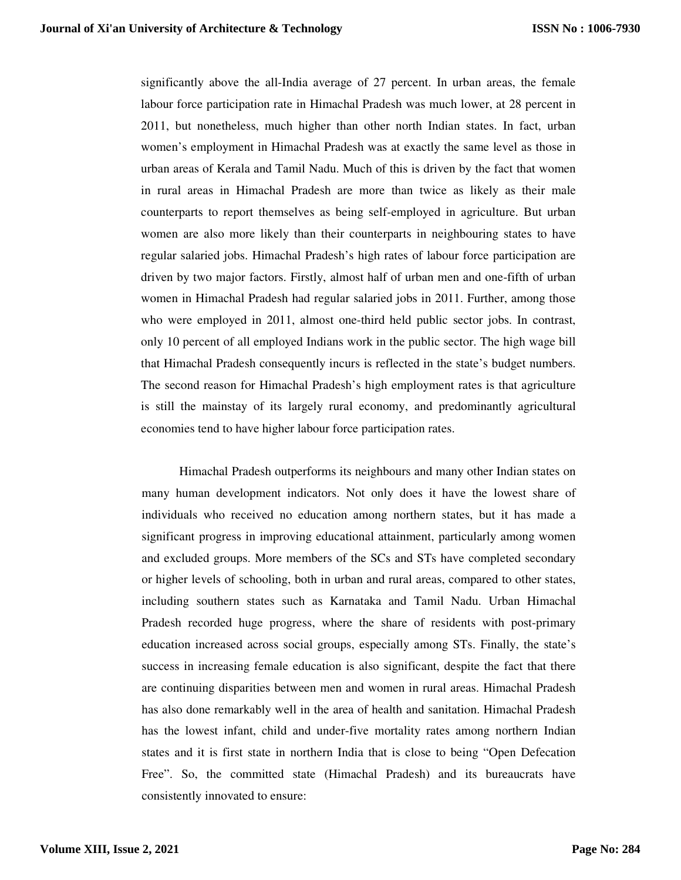significantly above the all-India average of 27 percent. In urban areas, the female labour force participation rate in Himachal Pradesh was much lower, at 28 percent in 2011, but nonetheless, much higher than other north Indian states. In fact, urban women's employment in Himachal Pradesh was at exactly the same level as those in urban areas of Kerala and Tamil Nadu. Much of this is driven by the fact that women in rural areas in Himachal Pradesh are more than twice as likely as their male counterparts to report themselves as being self-employed in agriculture. But urban women are also more likely than their counterparts in neighbouring states to have regular salaried jobs. Himachal Pradesh's high rates of labour force participation are driven by two major factors. Firstly, almost half of urban men and one-fifth of urban women in Himachal Pradesh had regular salaried jobs in 2011. Further, among those who were employed in 2011, almost one-third held public sector jobs. In contrast, only 10 percent of all employed Indians work in the public sector. The high wage bill that Himachal Pradesh consequently incurs is reflected in the state's budget numbers. The second reason for Himachal Pradesh's high employment rates is that agriculture is still the mainstay of its largely rural economy, and predominantly agricultural economies tend to have higher labour force participation rates.

Himachal Pradesh outperforms its neighbours and many other Indian states on many human development indicators. Not only does it have the lowest share of individuals who received no education among northern states, but it has made a significant progress in improving educational attainment, particularly among women and excluded groups. More members of the SCs and STs have completed secondary or higher levels of schooling, both in urban and rural areas, compared to other states, including southern states such as Karnataka and Tamil Nadu. Urban Himachal Pradesh recorded huge progress, where the share of residents with post-primary education increased across social groups, especially among STs. Finally, the state's success in increasing female education is also significant, despite the fact that there are continuing disparities between men and women in rural areas. Himachal Pradesh has also done remarkably well in the area of health and sanitation. Himachal Pradesh has the lowest infant, child and under-five mortality rates among northern Indian states and it is first state in northern India that is close to being "Open Defecation Free". So, the committed state (Himachal Pradesh) and its bureaucrats have consistently innovated to ensure: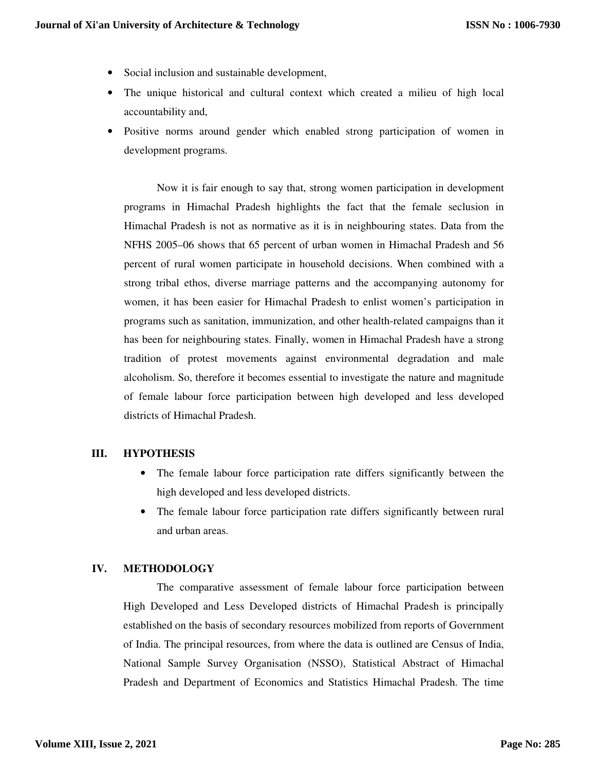- Social inclusion and sustainable development,
- The unique historical and cultural context which created a milieu of high local accountability and,
- Positive norms around gender which enabled strong participation of women in development programs.

Now it is fair enough to say that, strong women participation in development programs in Himachal Pradesh highlights the fact that the female seclusion in Himachal Pradesh is not as normative as it is in neighbouring states. Data from the NFHS 2005–06 shows that 65 percent of urban women in Himachal Pradesh and 56 percent of rural women participate in household decisions. When combined with a strong tribal ethos, diverse marriage patterns and the accompanying autonomy for women, it has been easier for Himachal Pradesh to enlist women's participation in programs such as sanitation, immunization, and other health-related campaigns than it has been for neighbouring states. Finally, women in Himachal Pradesh have a strong tradition of protest movements against environmental degradation and male alcoholism. So, therefore it becomes essential to investigate the nature and magnitude of female labour force participation between high developed and less developed districts of Himachal Pradesh.

## III. HYPOTHESIS

- The female labour force participation rate differs significantly between the high developed and less developed districts.
- The female labour force participation rate differs significantly between rural and urban areas.

## IV. METHODOLOGY

The comparative assessment of female labour force participation between High Developed and Less Developed districts of Himachal Pradesh is principally established on the basis of secondary resources mobilized from reports of Government of India. The principal resources, from where the data is outlined are Census of India, National Sample Survey Organisation (NSSO), Statistical Abstract of Himachal Pradesh and Department of Economics and Statistics Himachal Pradesh. The time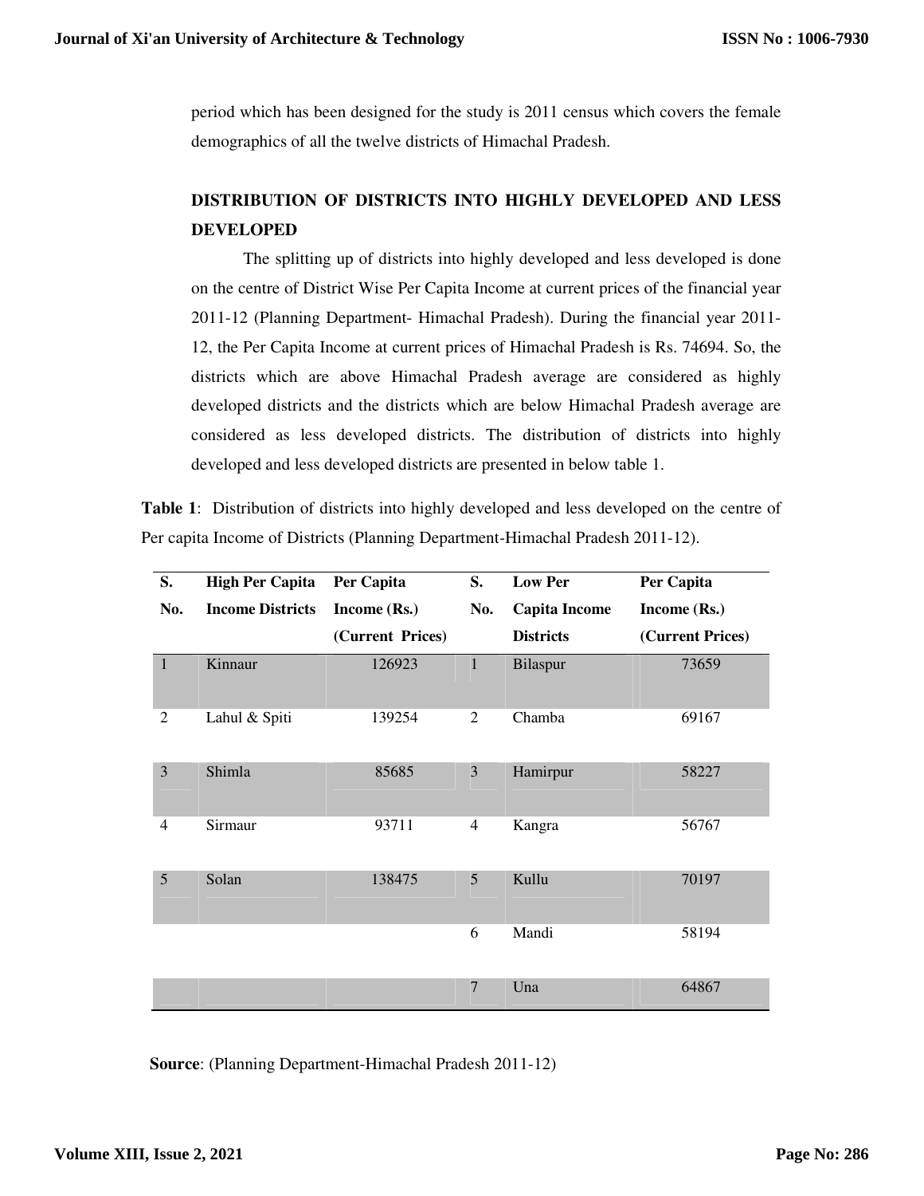period which has been designed for the study is 2011 census which covers the female demographics of all the twelve districts of Himachal Pradesh.

## DISTRIBUTION OF DISTRICTS INTO HIGHLY DEVELOPED AND LESS DEVELOPED

The splitting up of districts into highly developed and less developed is done on the centre of District Wise Per Capita Income at current prices of the financial year 2011-12 (Planning Department- Himachal Pradesh). During the financial year 2011-12, the Per Capita Income at current prices of Himachal Pradesh is Rs. 74694. So, the districts which are above Himachal Pradesh average are considered as highly developed districts and the districts which are below Himachal Pradesh average are considered as less developed districts. The distribution of districts into highly developed and less developed districts are presented in below table 1.

**Table 1**: Distribution of districts into highly developed and less developed on the centre of Per capita Income of Districts (Planning Department-Himachal Pradesh 2011-12).

| S. No. | High Per Capita Income Districts | Per Capita Income (Rs.) (Current Prices) | S. No. | Low Per Capita Income Districts | Per Capita Income (Rs.) (Current Prices) |
|---|---|---|---|---|---|
| 1 | Kinnaur | 126923 | 1 | Bilaspur | 73659 |
| 2 | Lahul & Spiti | 139254 | 2 | Chamba | 69167 |
| 3 | Shimla | 85685 | 3 | Hamirpur | 58227 |
| 4 | Sirmaur | 93711 | 4 | Kangra | 56767 |
| 5 | Solan | 138475 | 5 | Kullu | 70197 |
| | | | 6 | Mandi | 58194 |
| | | | 7 | Una | 64867 |

**Source**: (Planning Department-Himachal Pradesh 2011-12)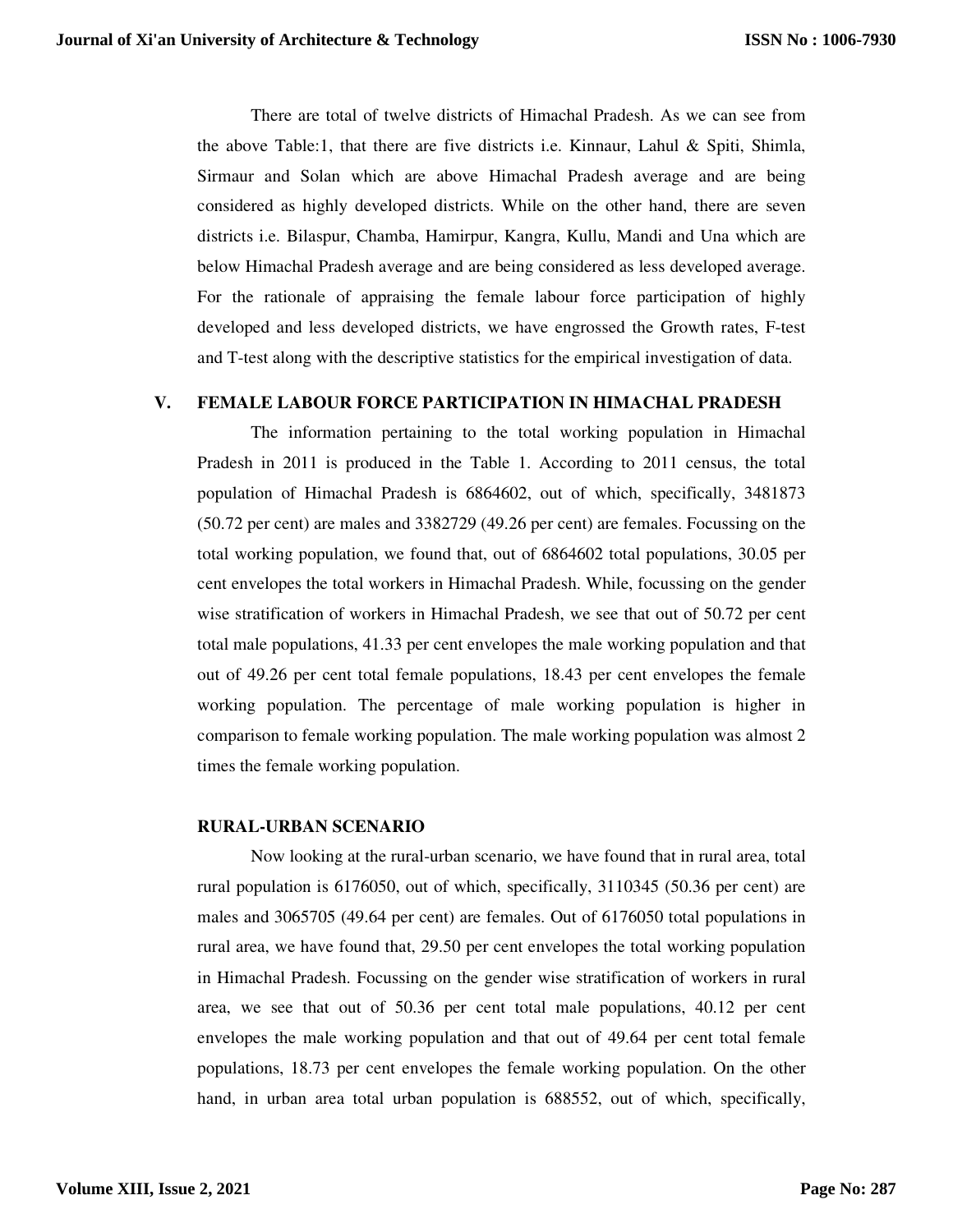There are total of twelve districts of Himachal Pradesh. As we can see from the above Table:1, that there are five districts i.e. Kinnaur, Lahul & Spiti, Shimla, Sirmaur and Solan which are above Himachal Pradesh average and are being considered as highly developed districts. While on the other hand, there are seven districts i.e. Bilaspur, Chamba, Hamirpur, Kangra, Kullu, Mandi and Una which are below Himachal Pradesh average and are being considered as less developed average. For the rationale of appraising the female labour force participation of highly developed and less developed districts, we have engrossed the Growth rates, F-test and T-test along with the descriptive statistics for the empirical investigation of data.

## V. FEMALE LABOUR FORCE PARTICIPATION IN HIMACHAL PRADESH

The information pertaining to the total working population in Himachal Pradesh in 2011 is produced in the Table 1. According to 2011 census, the total population of Himachal Pradesh is 6864602, out of which, specifically, 3481873 (50.72 per cent) are males and 3382729 (49.26 per cent) are females. Focussing on the total working population, we found that, out of 6864602 total populations, 30.05 per cent envelopes the total workers in Himachal Pradesh. While, focussing on the gender wise stratification of workers in Himachal Pradesh, we see that out of 50.72 per cent total male populations, 41.33 per cent envelopes the male working population and that out of 49.26 per cent total female populations, 18.43 per cent envelopes the female working population. The percentage of male working population is higher in comparison to female working population. The male working population was almost 2 times the female working population.

### RURAL-URBAN SCENARIO

Now looking at the rural-urban scenario, we have found that in rural area, total rural population is 6176050, out of which, specifically, 3110345 (50.36 per cent) are males and 3065705 (49.64 per cent) are females. Out of 6176050 total populations in rural area, we have found that, 29.50 per cent envelopes the total working population in Himachal Pradesh. Focussing on the gender wise stratification of workers in rural area, we see that out of 50.36 per cent total male populations, 40.12 per cent envelopes the male working population and that out of 49.64 per cent total female populations, 18.73 per cent envelopes the female working population. On the other hand, in urban area total urban population is 688552, out of which, specifically,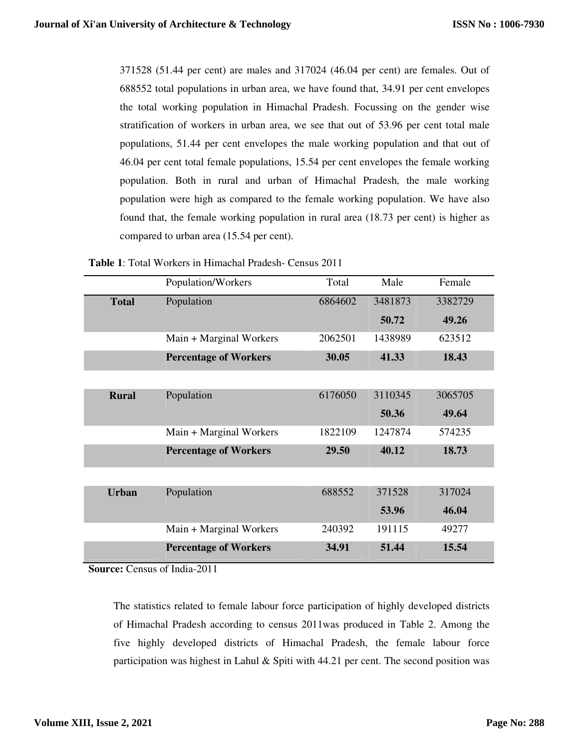371528 (51.44 per cent) are males and 317024 (46.04 per cent) are females. Out of 688552 total populations in urban area, we have found that, 34.91 per cent envelopes the total working population in Himachal Pradesh. Focussing on the gender wise stratification of workers in urban area, we see that out of 53.96 per cent total male populations, 51.44 per cent envelopes the male working population and that out of 46.04 per cent total female populations, 15.54 per cent envelopes the female working population. Both in rural and urban of Himachal Pradesh, the male working population were high as compared to the female working population. We have also found that, the female working population in rural area (18.73 per cent) is higher as compared to urban area (15.54 per cent).

**Table 1**: Total Workers in Himachal Pradesh- Census 2011

| | Population/Workers | Total | Male | Female |
|---|---|---|---|---|
| **Total** | Population | 6864602 | 3481873 | 3382729 |
| | | | **50.72** | **49.26** |
| | Main + Marginal Workers | 2062501 | 1438989 | 623512 |
| | **Percentage of Workers** | **30.05** | **41.33** | **18.43** |
| **Rural** | Population | 6176050 | 3110345 | 3065705 |
| | | | **50.36** | **49.64** |
| | Main + Marginal Workers | 1822109 | 1247874 | 574235 |
| | **Percentage of Workers** | **29.50** | **40.12** | **18.73** |
| **Urban** | Population | 688552 | 371528 | 317024 |
| | | | **53.96** | **46.04** |
| | Main + Marginal Workers | 240392 | 191115 | 49277 |
| | **Percentage of Workers** | **34.91** | **51.44** | **15.54** |

**Source:** Census of India-2011

The statistics related to female labour force participation of highly developed districts of Himachal Pradesh according to census 2011was produced in Table 2. Among the five highly developed districts of Himachal Pradesh, the female labour force participation was highest in Lahul & Spiti with 44.21 per cent. The second position was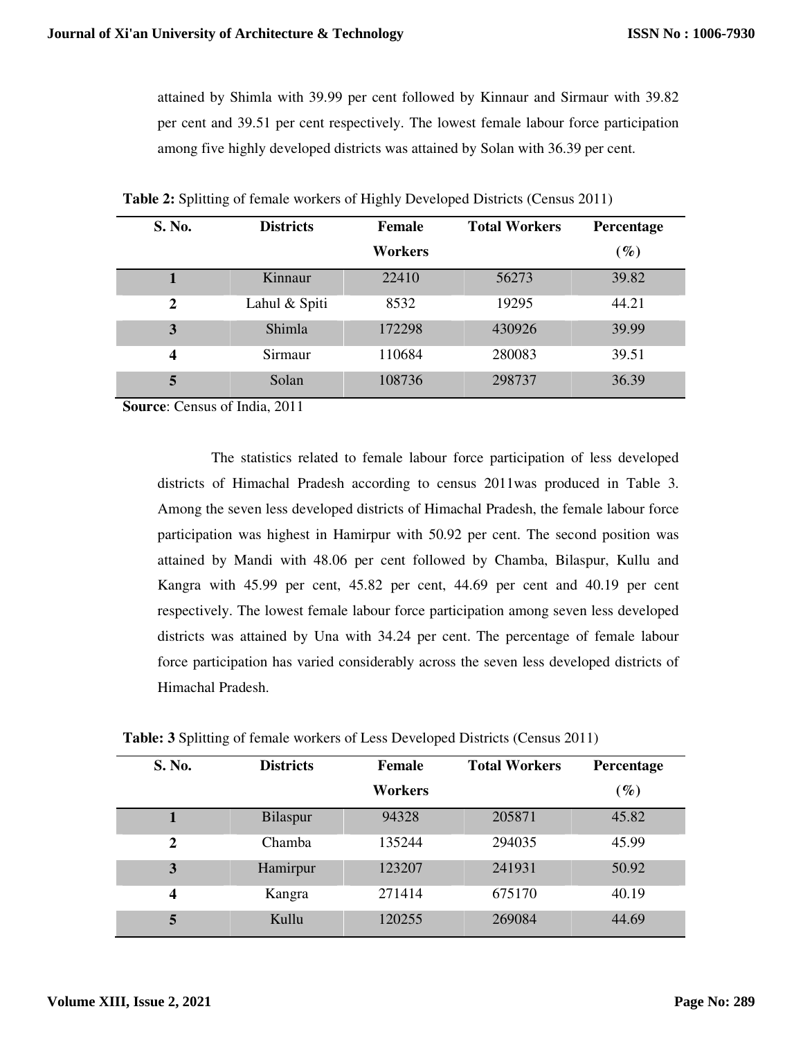attained by Shimla with 39.99 per cent followed by Kinnaur and Sirmaur with 39.82 per cent and 39.51 per cent respectively. The lowest female labour force participation among five highly developed districts was attained by Solan with 36.39 per cent.

**Table 2:** Splitting of female workers of Highly Developed Districts (Census 2011)

| S. No. | Districts | Female Workers | Total Workers | Percentage (%) |
|---|---|---|---|---|
| 1 | Kinnaur | 22410 | 56273 | 39.82 |
| 2 | Lahul & Spiti | 8532 | 19295 | 44.21 |
| 3 | Shimla | 172298 | 430926 | 39.99 |
| 4 | Sirmaur | 110684 | 280083 | 39.51 |
| 5 | Solan | 108736 | 298737 | 36.39 |

**Source**: Census of India, 2011

The statistics related to female labour force participation of less developed districts of Himachal Pradesh according to census 2011was produced in Table 3. Among the seven less developed districts of Himachal Pradesh, the female labour force participation was highest in Hamirpur with 50.92 per cent. The second position was attained by Mandi with 48.06 per cent followed by Chamba, Bilaspur, Kullu and Kangra with 45.99 per cent, 45.82 per cent, 44.69 per cent and 40.19 per cent respectively. The lowest female labour force participation among seven less developed districts was attained by Una with 34.24 per cent. The percentage of female labour force participation has varied considerably across the seven less developed districts of Himachal Pradesh.

**Table: 3** Splitting of female workers of Less Developed Districts (Census 2011)

| S. No. | Districts | Female Workers | Total Workers | Percentage (%) |
|---|---|---|---|---|
| 1 | Bilaspur | 94328 | 205871 | 45.82 |
| 2 | Chamba | 135244 | 294035 | 45.99 |
| 3 | Hamirpur | 123207 | 241931 | 50.92 |
| 4 | Kangra | 271414 | 675170 | 40.19 |
| 5 | Kullu | 120255 | 269084 | 44.69 |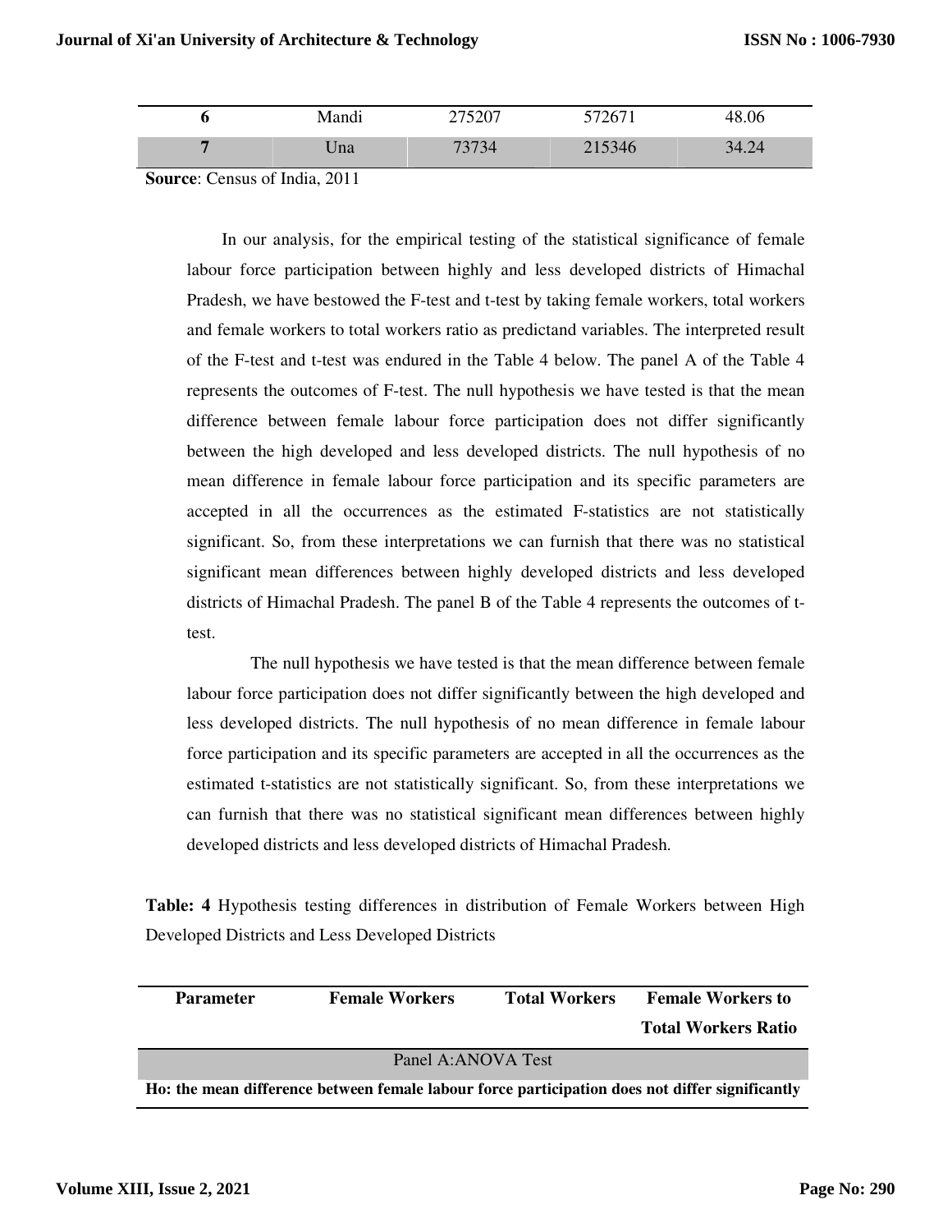| 6 | Mandi | 275207 | 572671 | 48.06 |
|---|---|---|---|---|
| 7 | Una | 73734 | 215346 | 34.24 |

**Source**: Census of India, 2011

In our analysis, for the empirical testing of the statistical significance of female labour force participation between highly and less developed districts of Himachal Pradesh, we have bestowed the F-test and t-test by taking female workers, total workers and female workers to total workers ratio as predictand variables. The interpreted result of the F-test and t-test was endured in the Table 4 below. The panel A of the Table 4 represents the outcomes of F-test. The null hypothesis we have tested is that the mean difference between female labour force participation does not differ significantly between the high developed and less developed districts. The null hypothesis of no mean difference in female labour force participation and its specific parameters are accepted in all the occurrences as the estimated F-statistics are not statistically significant. So, from these interpretations we can furnish that there was no statistical significant mean differences between highly developed districts and less developed districts of Himachal Pradesh. The panel B of the Table 4 represents the outcomes of t-test.

The null hypothesis we have tested is that the mean difference between female labour force participation does not differ significantly between the high developed and less developed districts. The null hypothesis of no mean difference in female labour force participation and its specific parameters are accepted in all the occurrences as the estimated t-statistics are not statistically significant. So, from these interpretations we can furnish that there was no statistical significant mean differences between highly developed districts and less developed districts of Himachal Pradesh.

**Table: 4** Hypothesis testing differences in distribution of Female Workers between High Developed Districts and Less Developed Districts

| Parameter | Female Workers | Total Workers | Female Workers to Total Workers Ratio |
|---|---|---|---|
| Panel A:ANOVA Test | | | |
| **Ho: the mean difference between female labour force participation does not differ significantly** | | | |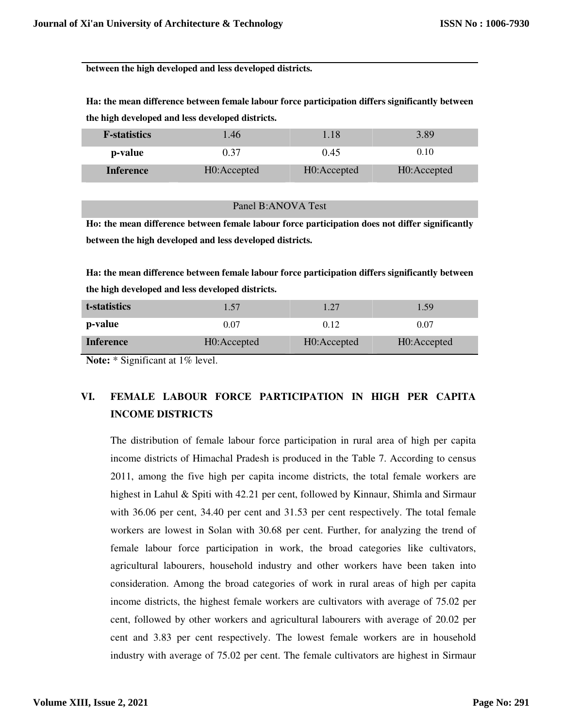**between the high developed and less developed districts.**

**Ha: the mean difference between female labour force participation differs significantly between the high developed and less developed districts.**

| **F-statistics** | 1.46 | 1.18 | 3.89 |
|---|---|---|---|
| **p-value** | 0.37 | 0.45 | 0.10 |
| **Inference** | H0:Accepted | H0:Accepted | H0:Accepted |

Panel B:ANOVA Test

**Ho: the mean difference between female labour force participation does not differ significantly between the high developed and less developed districts.**

**Ha: the mean difference between female labour force participation differs significantly between the high developed and less developed districts.**

| **t-statistics** | 1.57 | 1.27 | 1.59 |
|---|---|---|---|
| **p-value** | 0.07 | 0.12 | 0.07 |
| **Inference** | H0:Accepted | H0:Accepted | H0:Accepted |

**Note:** * Significant at 1% level.

## VI. FEMALE LABOUR FORCE PARTICIPATION IN HIGH PER CAPITA INCOME DISTRICTS

The distribution of female labour force participation in rural area of high per capita income districts of Himachal Pradesh is produced in the Table 7. According to census 2011, among the five high per capita income districts, the total female workers are highest in Lahul & Spiti with 42.21 per cent, followed by Kinnaur, Shimla and Sirmaur with 36.06 per cent, 34.40 per cent and 31.53 per cent respectively. The total female workers are lowest in Solan with 30.68 per cent. Further, for analyzing the trend of female labour force participation in work, the broad categories like cultivators, agricultural labourers, household industry and other workers have been taken into consideration. Among the broad categories of work in rural areas of high per capita income districts, the highest female workers are cultivators with average of 75.02 per cent, followed by other workers and agricultural labourers with average of 20.02 per cent and 3.83 per cent respectively. The lowest female workers are in household industry with average of 75.02 per cent. The female cultivators are highest in Sirmaur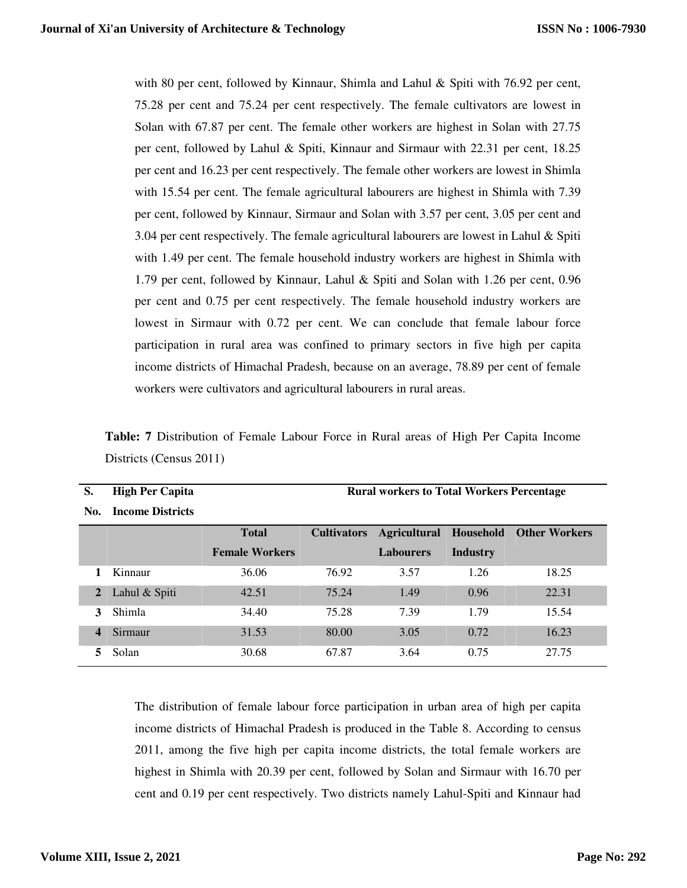with 80 per cent, followed by Kinnaur, Shimla and Lahul & Spiti with 76.92 per cent, 75.28 per cent and 75.24 per cent respectively. The female cultivators are lowest in Solan with 67.87 per cent. The female other workers are highest in Solan with 27.75 per cent, followed by Lahul & Spiti, Kinnaur and Sirmaur with 22.31 per cent, 18.25 per cent and 16.23 per cent respectively. The female other workers are lowest in Shimla with 15.54 per cent. The female agricultural labourers are highest in Shimla with 7.39 per cent, followed by Kinnaur, Sirmaur and Solan with 3.57 per cent, 3.05 per cent and 3.04 per cent respectively. The female agricultural labourers are lowest in Lahul & Spiti with 1.49 per cent. The female household industry workers are highest in Shimla with 1.79 per cent, followed by Kinnaur, Lahul & Spiti and Solan with 1.26 per cent, 0.96 per cent and 0.75 per cent respectively. The female household industry workers are lowest in Sirmaur with 0.72 per cent. We can conclude that female labour force participation in rural area was confined to primary sectors in five high per capita income districts of Himachal Pradesh, because on an average, 78.89 per cent of female workers were cultivators and agricultural labourers in rural areas.

**Table: 7** Distribution of Female Labour Force in Rural areas of High Per Capita Income Districts (Census 2011)

| S. No. | High Per Capita Income Districts | Rural workers to Total Workers Percentage | | | | |
|---|---|---|---|---|---|---|
| | | Total Female Workers | Cultivators | Agricultural Labourers | Household Industry | Other Workers |
| 1 | Kinnaur | 36.06 | 76.92 | 3.57 | 1.26 | 18.25 |
| 2 | Lahul & Spiti | 42.51 | 75.24 | 1.49 | 0.96 | 22.31 |
| 3 | Shimla | 34.40 | 75.28 | 7.39 | 1.79 | 15.54 |
| 4 | Sirmaur | 31.53 | 80.00 | 3.05 | 0.72 | 16.23 |
| 5 | Solan | 30.68 | 67.87 | 3.64 | 0.75 | 27.75 |

The distribution of female labour force participation in urban area of high per capita income districts of Himachal Pradesh is produced in the Table 8. According to census 2011, among the five high per capita income districts, the total female workers are highest in Shimla with 20.39 per cent, followed by Solan and Sirmaur with 16.70 per cent and 0.19 per cent respectively. Two districts namely Lahul-Spiti and Kinnaur had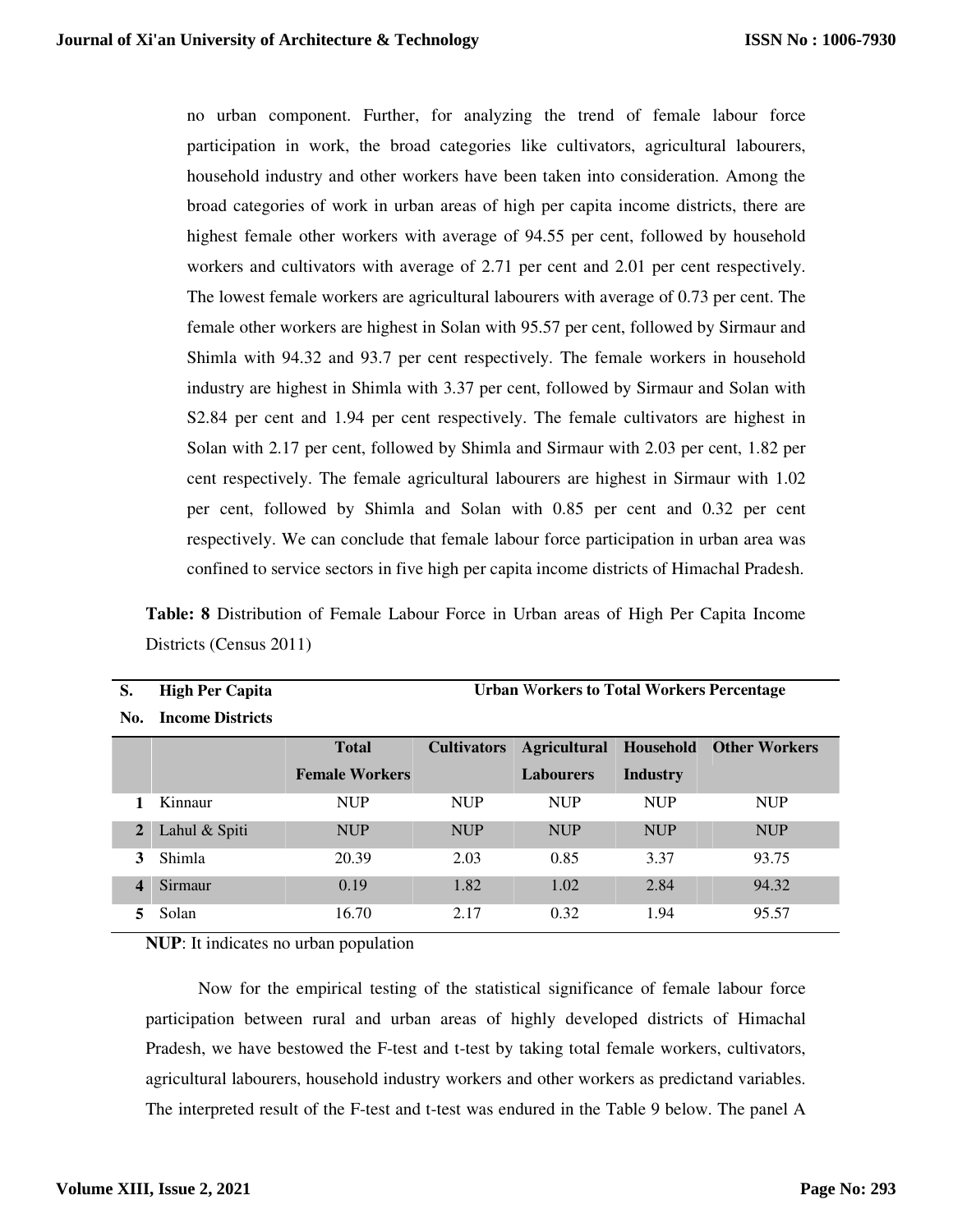no urban component. Further, for analyzing the trend of female labour force participation in work, the broad categories like cultivators, agricultural labourers, household industry and other workers have been taken into consideration. Among the broad categories of work in urban areas of high per capita income districts, there are highest female other workers with average of 94.55 per cent, followed by household workers and cultivators with average of 2.71 per cent and 2.01 per cent respectively. The lowest female workers are agricultural labourers with average of 0.73 per cent. The female other workers are highest in Solan with 95.57 per cent, followed by Sirmaur and Shimla with 94.32 and 93.7 per cent respectively. The female workers in household industry are highest in Shimla with 3.37 per cent, followed by Sirmaur and Solan with S2.84 per cent and 1.94 per cent respectively. The female cultivators are highest in Solan with 2.17 per cent, followed by Shimla and Sirmaur with 2.03 per cent, 1.82 per cent respectively. The female agricultural labourers are highest in Sirmaur with 1.02 per cent, followed by Shimla and Solan with 0.85 per cent and 0.32 per cent respectively. We can conclude that female labour force participation in urban area was confined to service sectors in five high per capita income districts of Himachal Pradesh.

**Table: 8** Distribution of Female Labour Force in Urban areas of High Per Capita Income Districts (Census 2011)

| S. No. | High Per Capita Income Districts | Urban Workers to Total Workers Percentage | | | | |
|---|---|---|---|---|---|---|
| | | Total Female Workers | Cultivators | Agricultural Labourers | Household Industry | Other Workers |
| 1 | Kinnaur | NUP | NUP | NUP | NUP | NUP |
| 2 | Lahul & Spiti | NUP | NUP | NUP | NUP | NUP |
| 3 | Shimla | 20.39 | 2.03 | 0.85 | 3.37 | 93.75 |
| 4 | Sirmaur | 0.19 | 1.82 | 1.02 | 2.84 | 94.32 |
| 5 | Solan | 16.70 | 2.17 | 0.32 | 1.94 | 95.57 |

**NUP**: It indicates no urban population

Now for the empirical testing of the statistical significance of female labour force participation between rural and urban areas of highly developed districts of Himachal Pradesh, we have bestowed the F-test and t-test by taking total female workers, cultivators, agricultural labourers, household industry workers and other workers as predictand variables. The interpreted result of the F-test and t-test was endured in the Table 9 below. The panel A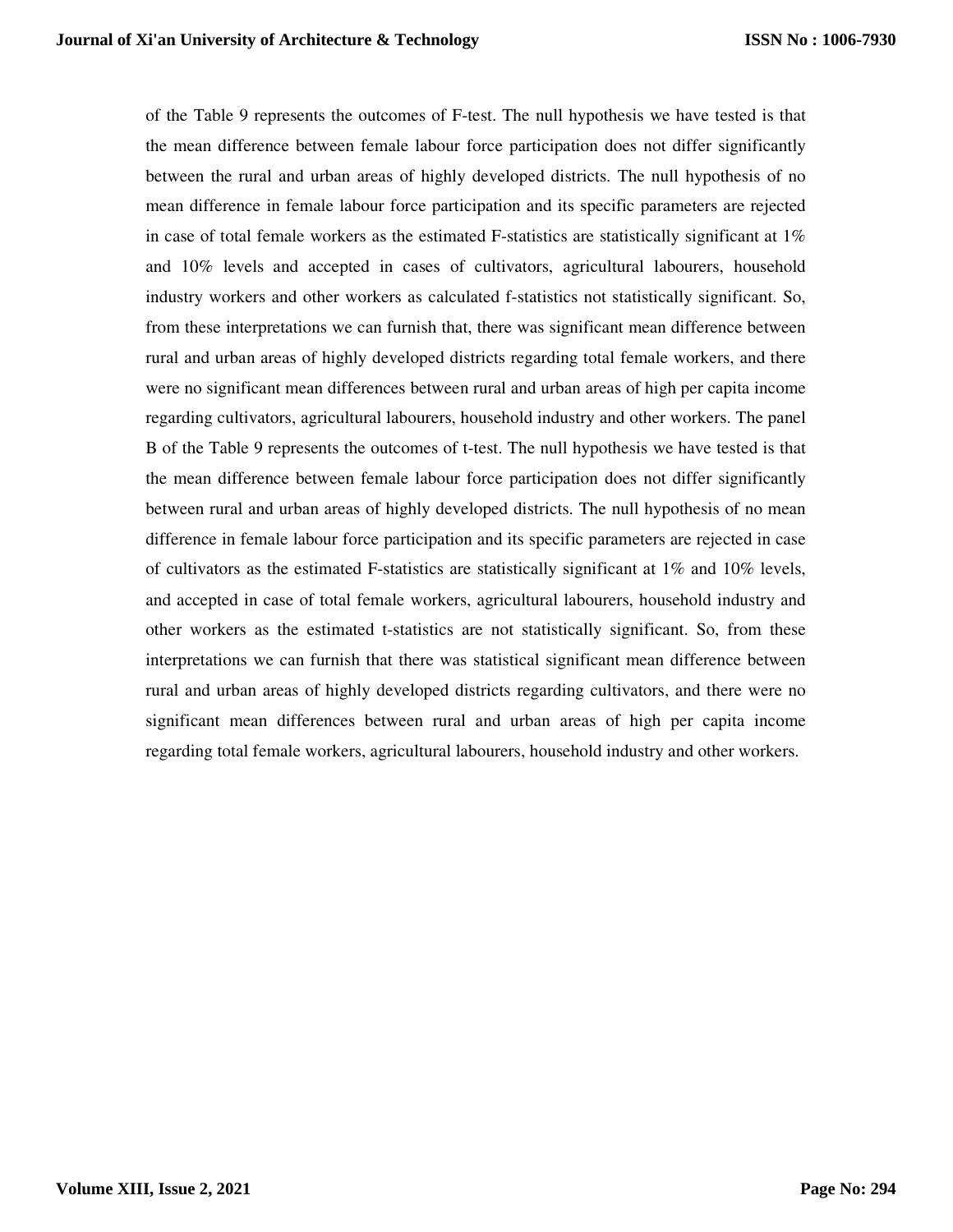of the Table 9 represents the outcomes of F-test. The null hypothesis we have tested is that the mean difference between female labour force participation does not differ significantly between the rural and urban areas of highly developed districts. The null hypothesis of no mean difference in female labour force participation and its specific parameters are rejected in case of total female workers as the estimated F-statistics are statistically significant at 1% and 10% levels and accepted in cases of cultivators, agricultural labourers, household industry workers and other workers as calculated f-statistics not statistically significant. So, from these interpretations we can furnish that, there was significant mean difference between rural and urban areas of highly developed districts regarding total female workers, and there were no significant mean differences between rural and urban areas of high per capita income regarding cultivators, agricultural labourers, household industry and other workers. The panel B of the Table 9 represents the outcomes of t-test. The null hypothesis we have tested is that the mean difference between female labour force participation does not differ significantly between rural and urban areas of highly developed districts. The null hypothesis of no mean difference in female labour force participation and its specific parameters are rejected in case of cultivators as the estimated F-statistics are statistically significant at 1% and 10% levels, and accepted in case of total female workers, agricultural labourers, household industry and other workers as the estimated t-statistics are not statistically significant. So, from these interpretations we can furnish that there was statistical significant mean difference between rural and urban areas of highly developed districts regarding cultivators, and there were no significant mean differences between rural and urban areas of high per capita income regarding total female workers, agricultural labourers, household industry and other workers.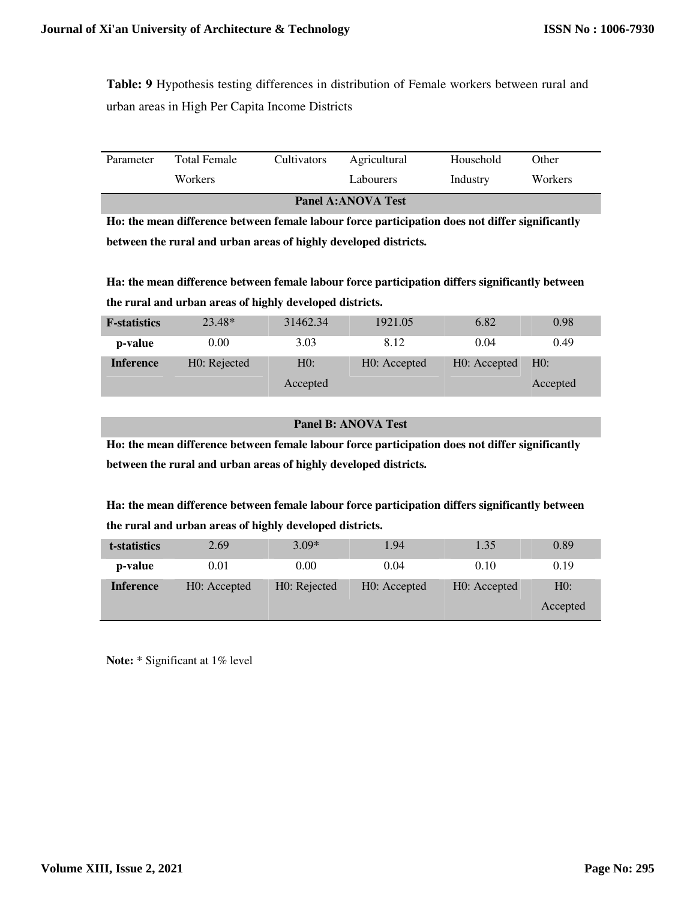**Table: 9** Hypothesis testing differences in distribution of Female workers between rural and urban areas in High Per Capita Income Districts

| Parameter | Total Female Workers | Cultivators | Agricultural Labourers | Household Industry | Other Workers |
|---|---|---|---|---|---|
| **Panel A:ANOVA Test** | | | | | |
| **Ho: the mean difference between female labour force participation does not differ significantly between the rural and urban areas of highly developed districts.** | | | | | |
| **Ha: the mean difference between female labour force participation differs significantly between the rural and urban areas of highly developed districts.** | | | | | |
| **F-statistics** | 23.48* | 31462.34 | 1921.05 | 6.82 | 0.98 |
| **p-value** | 0.00 | 3.03 | 8.12 | 0.04 | 0.49 |
| **Inference** | H0: Rejected | H0: Accepted | H0: Accepted | H0: Accepted | H0: Accepted |
| **Panel B: ANOVA Test** | | | | | |
| **Ho: the mean difference between female labour force participation does not differ significantly between the rural and urban areas of highly developed districts.** | | | | | |
| **Ha: the mean difference between female labour force participation differs significantly between the rural and urban areas of highly developed districts.** | | | | | |
| **t-statistics** | 2.69 | 3.09* | 1.94 | 1.35 | 0.89 |
| **p-value** | 0.01 | 0.00 | 0.04 | 0.10 | 0.19 |
| **Inference** | H0: Accepted | H0: Rejected | H0: Accepted | H0: Accepted | H0: Accepted |

**Note:** * Significant at 1% level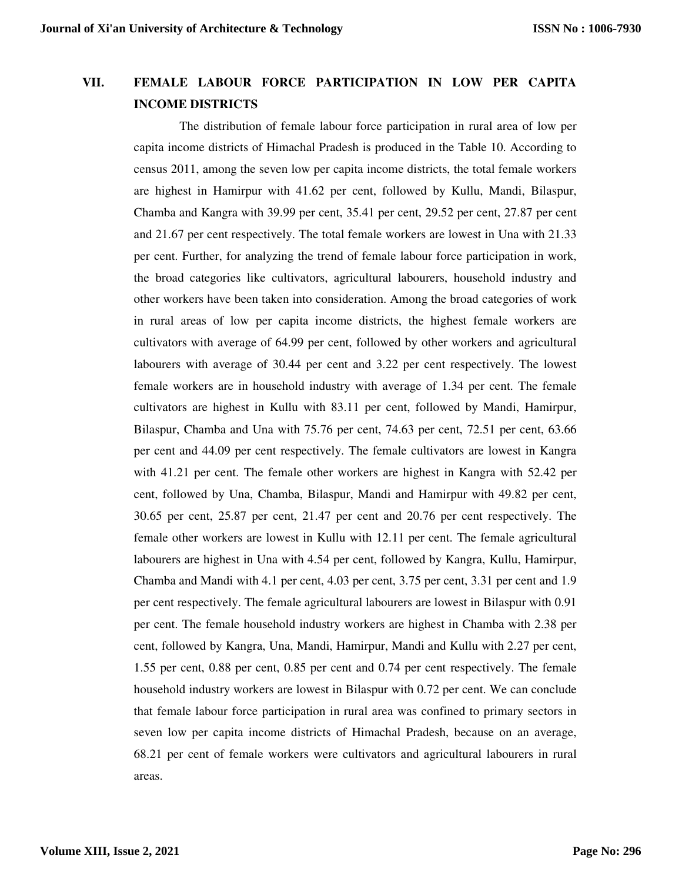## VII. FEMALE LABOUR FORCE PARTICIPATION IN LOW PER CAPITA INCOME DISTRICTS

The distribution of female labour force participation in rural area of low per capita income districts of Himachal Pradesh is produced in the Table 10. According to census 2011, among the seven low per capita income districts, the total female workers are highest in Hamirpur with 41.62 per cent, followed by Kullu, Mandi, Bilaspur, Chamba and Kangra with 39.99 per cent, 35.41 per cent, 29.52 per cent, 27.87 per cent and 21.67 per cent respectively. The total female workers are lowest in Una with 21.33 per cent. Further, for analyzing the trend of female labour force participation in work, the broad categories like cultivators, agricultural labourers, household industry and other workers have been taken into consideration. Among the broad categories of work in rural areas of low per capita income districts, the highest female workers are cultivators with average of 64.99 per cent, followed by other workers and agricultural labourers with average of 30.44 per cent and 3.22 per cent respectively. The lowest female workers are in household industry with average of 1.34 per cent. The female cultivators are highest in Kullu with 83.11 per cent, followed by Mandi, Hamirpur, Bilaspur, Chamba and Una with 75.76 per cent, 74.63 per cent, 72.51 per cent, 63.66 per cent and 44.09 per cent respectively. The female cultivators are lowest in Kangra with 41.21 per cent. The female other workers are highest in Kangra with 52.42 per cent, followed by Una, Chamba, Bilaspur, Mandi and Hamirpur with 49.82 per cent, 30.65 per cent, 25.87 per cent, 21.47 per cent and 20.76 per cent respectively. The female other workers are lowest in Kullu with 12.11 per cent. The female agricultural labourers are highest in Una with 4.54 per cent, followed by Kangra, Kullu, Hamirpur, Chamba and Mandi with 4.1 per cent, 4.03 per cent, 3.75 per cent, 3.31 per cent and 1.9 per cent respectively. The female agricultural labourers are lowest in Bilaspur with 0.91 per cent. The female household industry workers are highest in Chamba with 2.38 per cent, followed by Kangra, Una, Mandi, Hamirpur, Mandi and Kullu with 2.27 per cent, 1.55 per cent, 0.88 per cent, 0.85 per cent and 0.74 per cent respectively. The female household industry workers are lowest in Bilaspur with 0.72 per cent. We can conclude that female labour force participation in rural area was confined to primary sectors in seven low per capita income districts of Himachal Pradesh, because on an average, 68.21 per cent of female workers were cultivators and agricultural labourers in rural areas.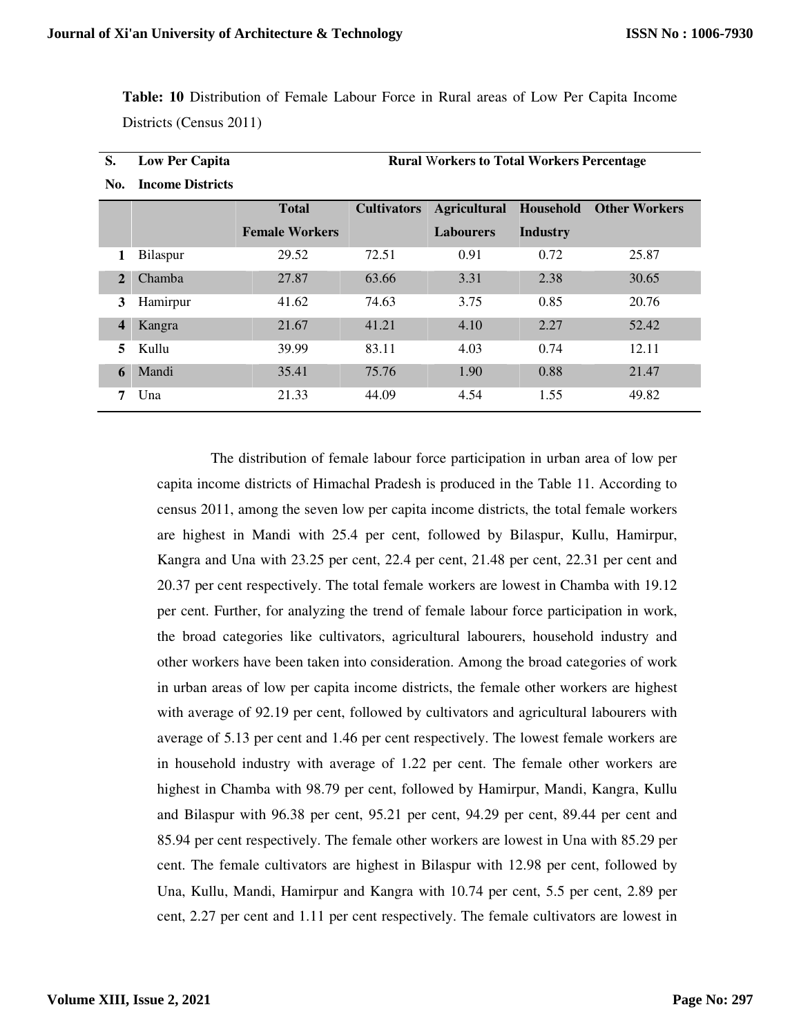**Table: 10** Distribution of Female Labour Force in Rural areas of Low Per Capita Income Districts (Census 2011)

| S. No. | Low Per Capita Income Districts | Rural Workers to Total Workers Percentage | | | | |
|---|---|---|---|---|---|---|
| | | Total Female Workers | Cultivators | Agricultural Labourers | Household Industry | Other Workers |
| 1 | Bilaspur | 29.52 | 72.51 | 0.91 | 0.72 | 25.87 |
| 2 | Chamba | 27.87 | 63.66 | 3.31 | 2.38 | 30.65 |
| 3 | Hamirpur | 41.62 | 74.63 | 3.75 | 0.85 | 20.76 |
| 4 | Kangra | 21.67 | 41.21 | 4.10 | 2.27 | 52.42 |
| 5 | Kullu | 39.99 | 83.11 | 4.03 | 0.74 | 12.11 |
| 6 | Mandi | 35.41 | 75.76 | 1.90 | 0.88 | 21.47 |
| 7 | Una | 21.33 | 44.09 | 4.54 | 1.55 | 49.82 |

The distribution of female labour force participation in urban area of low per capita income districts of Himachal Pradesh is produced in the Table 11. According to census 2011, among the seven low per capita income districts, the total female workers are highest in Mandi with 25.4 per cent, followed by Bilaspur, Kullu, Hamirpur, Kangra and Una with 23.25 per cent, 22.4 per cent, 21.48 per cent, 22.31 per cent and 20.37 per cent respectively. The total female workers are lowest in Chamba with 19.12 per cent. Further, for analyzing the trend of female labour force participation in work, the broad categories like cultivators, agricultural labourers, household industry and other workers have been taken into consideration. Among the broad categories of work in urban areas of low per capita income districts, the female other workers are highest with average of 92.19 per cent, followed by cultivators and agricultural labourers with average of 5.13 per cent and 1.46 per cent respectively. The lowest female workers are in household industry with average of 1.22 per cent. The female other workers are highest in Chamba with 98.79 per cent, followed by Hamirpur, Mandi, Kangra, Kullu and Bilaspur with 96.38 per cent, 95.21 per cent, 94.29 per cent, 89.44 per cent and 85.94 per cent respectively. The female other workers are lowest in Una with 85.29 per cent. The female cultivators are highest in Bilaspur with 12.98 per cent, followed by Una, Kullu, Mandi, Hamirpur and Kangra with 10.74 per cent, 5.5 per cent, 2.89 per cent, 2.27 per cent and 1.11 per cent respectively. The female cultivators are lowest in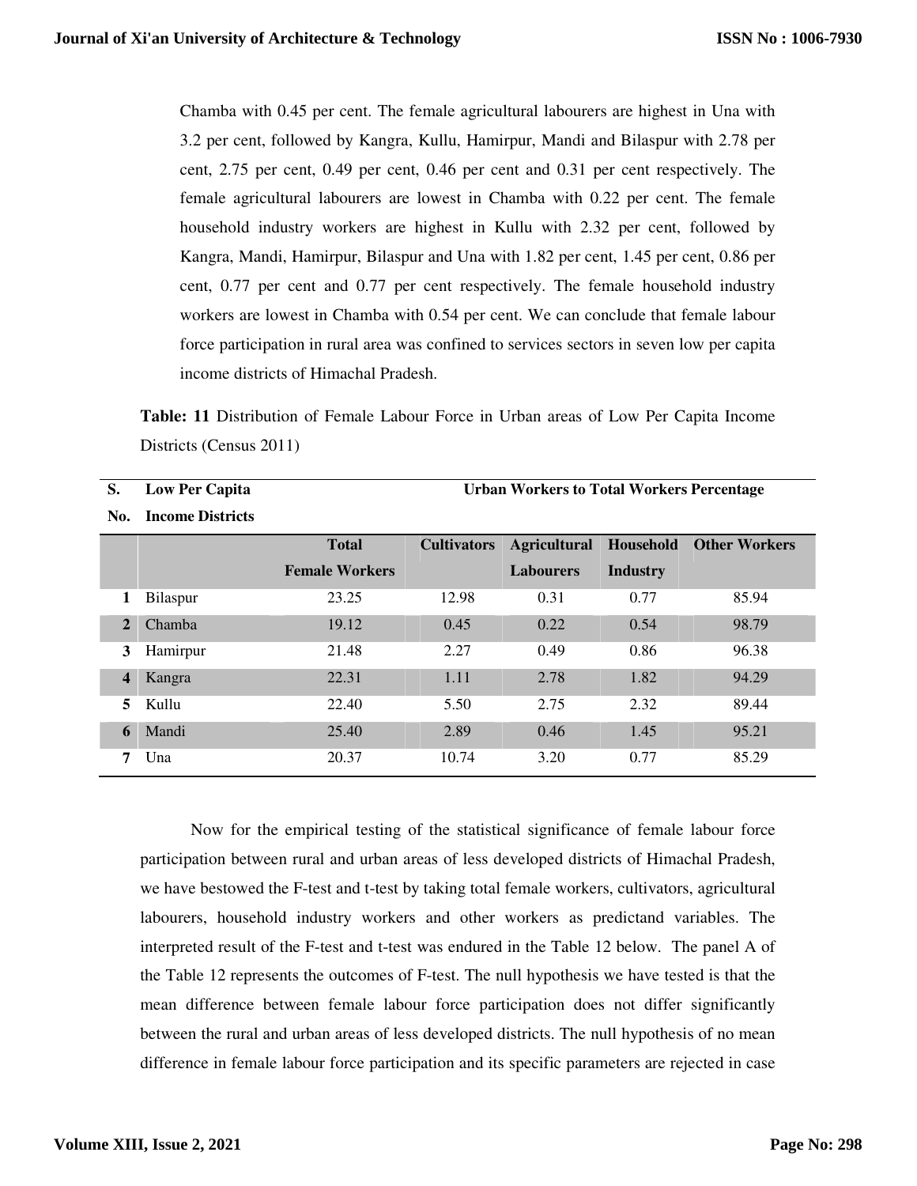Chamba with 0.45 per cent. The female agricultural labourers are highest in Una with 3.2 per cent, followed by Kangra, Kullu, Hamirpur, Mandi and Bilaspur with 2.78 per cent, 2.75 per cent, 0.49 per cent, 0.46 per cent and 0.31 per cent respectively. The female agricultural labourers are lowest in Chamba with 0.22 per cent. The female household industry workers are highest in Kullu with 2.32 per cent, followed by Kangra, Mandi, Hamirpur, Bilaspur and Una with 1.82 per cent, 1.45 per cent, 0.86 per cent, 0.77 per cent and 0.77 per cent respectively. The female household industry workers are lowest in Chamba with 0.54 per cent. We can conclude that female labour force participation in rural area was confined to services sectors in seven low per capita income districts of Himachal Pradesh.

**Table: 11** Distribution of Female Labour Force in Urban areas of Low Per Capita Income Districts (Census 2011)

| S. No. | Low Per Capita Income Districts | Urban Workers to Total Workers Percentage | | | | |
|---|---|---|---|---|---|---|
| | | Total Female Workers | Cultivators | Agricultural Labourers | Household Industry | Other Workers |
| 1 | Bilaspur | 23.25 | 12.98 | 0.31 | 0.77 | 85.94 |
| 2 | Chamba | 19.12 | 0.45 | 0.22 | 0.54 | 98.79 |
| 3 | Hamirpur | 21.48 | 2.27 | 0.49 | 0.86 | 96.38 |
| 4 | Kangra | 22.31 | 1.11 | 2.78 | 1.82 | 94.29 |
| 5 | Kullu | 22.40 | 5.50 | 2.75 | 2.32 | 89.44 |
| 6 | Mandi | 25.40 | 2.89 | 0.46 | 1.45 | 95.21 |
| 7 | Una | 20.37 | 10.74 | 3.20 | 0.77 | 85.29 |

Now for the empirical testing of the statistical significance of female labour force participation between rural and urban areas of less developed districts of Himachal Pradesh, we have bestowed the F-test and t-test by taking total female workers, cultivators, agricultural labourers, household industry workers and other workers as predictand variables. The interpreted result of the F-test and t-test was endured in the Table 12 below. The panel A of the Table 12 represents the outcomes of F-test. The null hypothesis we have tested is that the mean difference between female labour force participation does not differ significantly between the rural and urban areas of less developed districts. The null hypothesis of no mean difference in female labour force participation and its specific parameters are rejected in case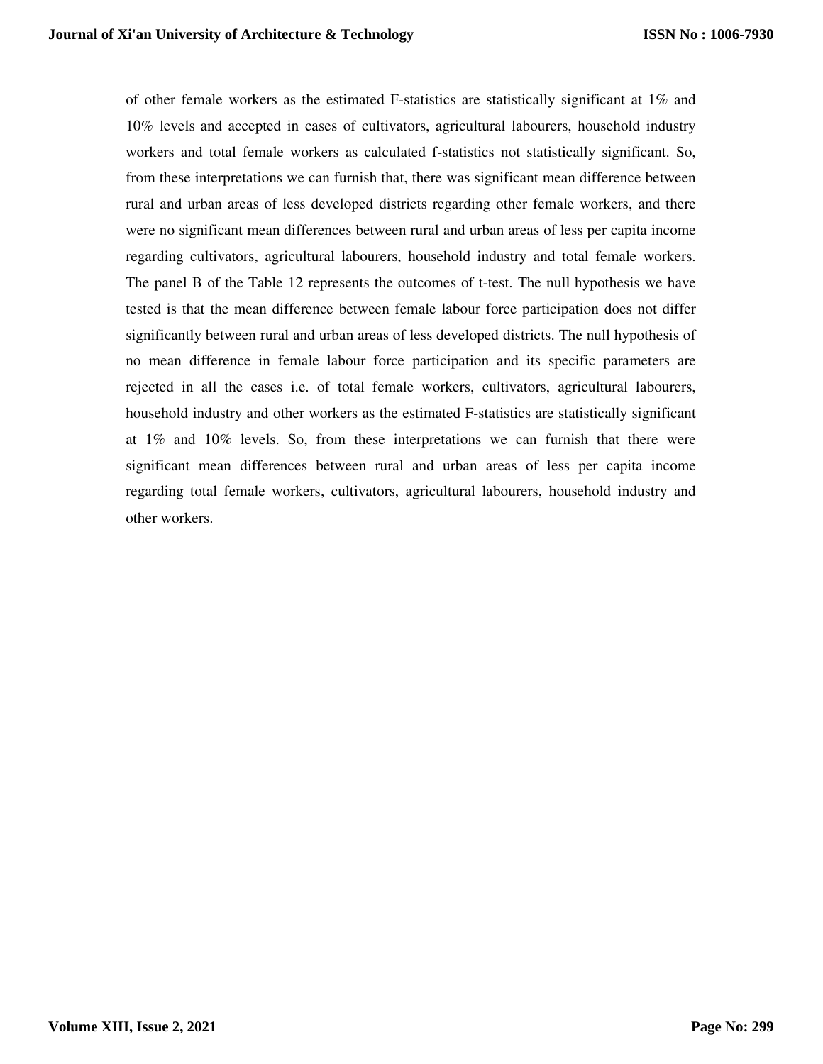of other female workers as the estimated F-statistics are statistically significant at 1% and 10% levels and accepted in cases of cultivators, agricultural labourers, household industry workers and total female workers as calculated f-statistics not statistically significant. So, from these interpretations we can furnish that, there was significant mean difference between rural and urban areas of less developed districts regarding other female workers, and there were no significant mean differences between rural and urban areas of less per capita income regarding cultivators, agricultural labourers, household industry and total female workers. The panel B of the Table 12 represents the outcomes of t-test. The null hypothesis we have tested is that the mean difference between female labour force participation does not differ significantly between rural and urban areas of less developed districts. The null hypothesis of no mean difference in female labour force participation and its specific parameters are rejected in all the cases i.e. of total female workers, cultivators, agricultural labourers, household industry and other workers as the estimated F-statistics are statistically significant at 1% and 10% levels. So, from these interpretations we can furnish that there were significant mean differences between rural and urban areas of less per capita income regarding total female workers, cultivators, agricultural labourers, household industry and other workers.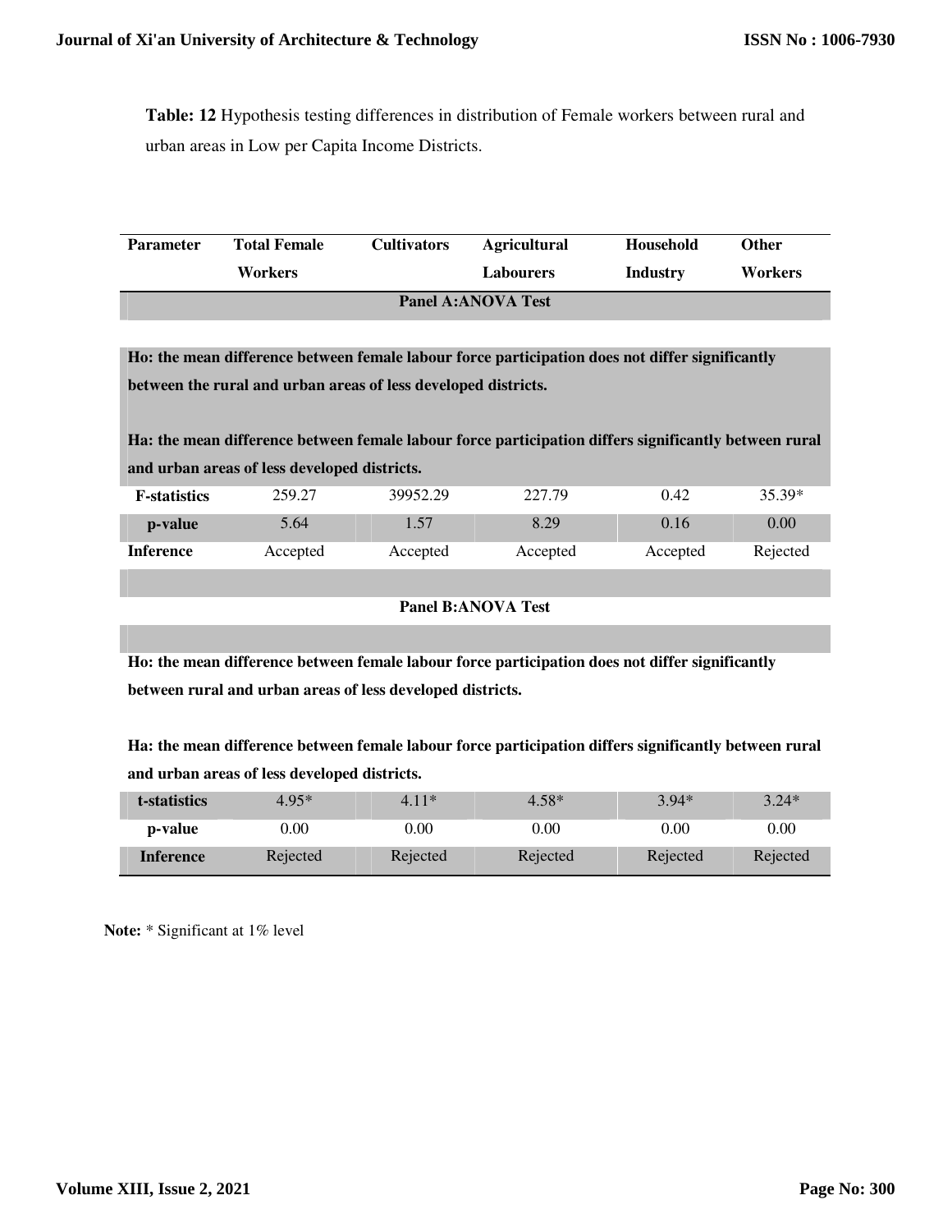**Table: 12** Hypothesis testing differences in distribution of Female workers between rural and urban areas in Low per Capita Income Districts.

| Parameter | Total Female Workers | Cultivators | Agricultural Labourers | Household Industry | Other Workers |
|---|---|---|---|---|---|
| **Panel A:ANOVA Test** | | | | | |
| **Ho: the mean difference between female labour force participation does not differ significantly between the rural and urban areas of less developed districts.** **Ha: the mean difference between female labour force participation differs significantly between rural and urban areas of less developed districts.** | | | | | |
| **F-statistics** | 259.27 | 39952.29 | 227.79 | 0.42 | 35.39* |
| **p-value** | 5.64 | 1.57 | 8.29 | 0.16 | 0.00 |
| **Inference** | Accepted | Accepted | Accepted | Accepted | Rejected |
| **Panel B:ANOVA Test** | | | | | |
| **Ho: the mean difference between female labour force participation does not differ significantly between rural and urban areas of less developed districts.** **Ha: the mean difference between female labour force participation differs significantly between rural and urban areas of less developed districts.** | | | | | |
| **t-statistics** | 4.95* | 4.11* | 4.58* | 3.94* | 3.24* |
| **p-value** | 0.00 | 0.00 | 0.00 | 0.00 | 0.00 |
| **Inference** | Rejected | Rejected | Rejected | Rejected | Rejected |

**Note:** * Significant at 1% level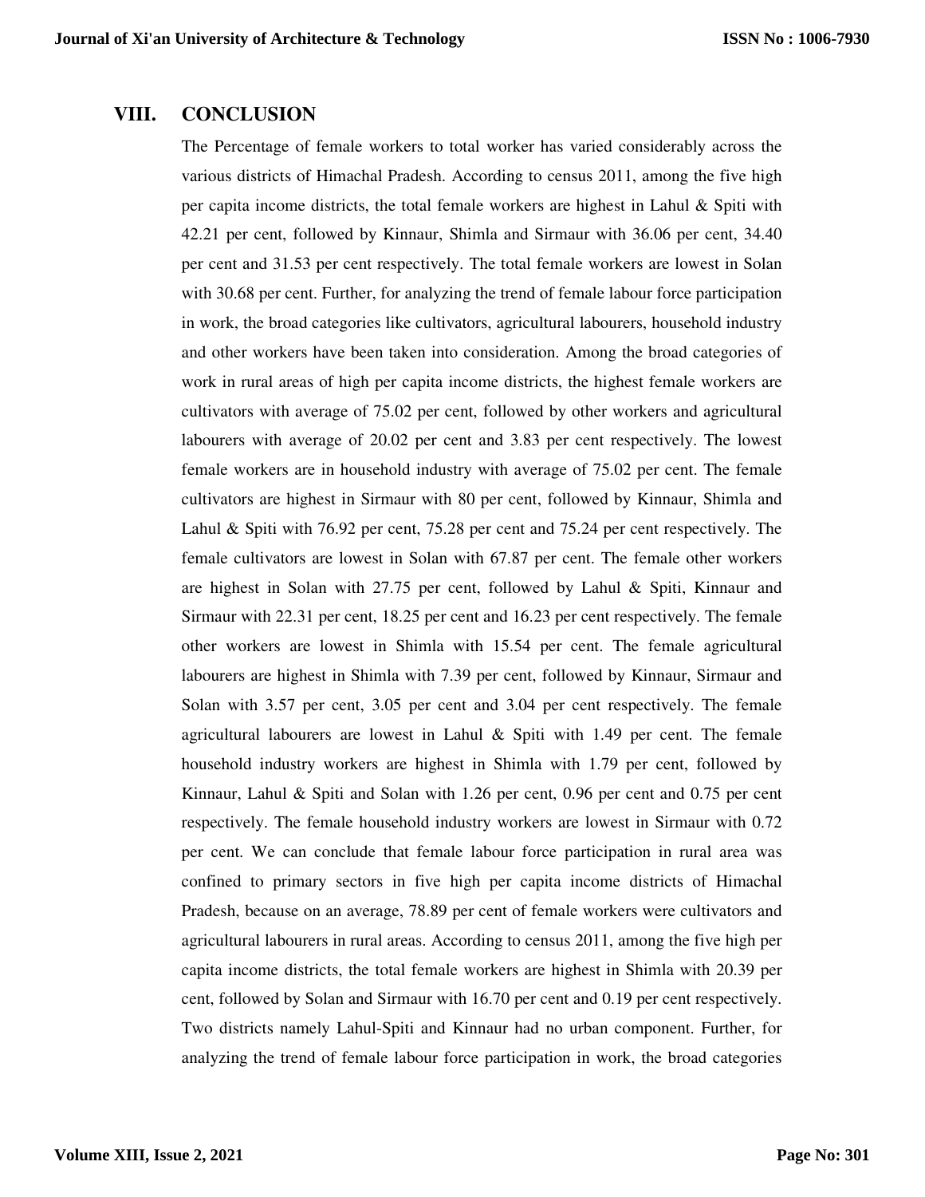## VIII. CONCLUSION

The Percentage of female workers to total worker has varied considerably across the various districts of Himachal Pradesh. According to census 2011, among the five high per capita income districts, the total female workers are highest in Lahul & Spiti with 42.21 per cent, followed by Kinnaur, Shimla and Sirmaur with 36.06 per cent, 34.40 per cent and 31.53 per cent respectively. The total female workers are lowest in Solan with 30.68 per cent. Further, for analyzing the trend of female labour force participation in work, the broad categories like cultivators, agricultural labourers, household industry and other workers have been taken into consideration. Among the broad categories of work in rural areas of high per capita income districts, the highest female workers are cultivators with average of 75.02 per cent, followed by other workers and agricultural labourers with average of 20.02 per cent and 3.83 per cent respectively. The lowest female workers are in household industry with average of 75.02 per cent. The female cultivators are highest in Sirmaur with 80 per cent, followed by Kinnaur, Shimla and Lahul & Spiti with 76.92 per cent, 75.28 per cent and 75.24 per cent respectively. The female cultivators are lowest in Solan with 67.87 per cent. The female other workers are highest in Solan with 27.75 per cent, followed by Lahul & Spiti, Kinnaur and Sirmaur with 22.31 per cent, 18.25 per cent and 16.23 per cent respectively. The female other workers are lowest in Shimla with 15.54 per cent. The female agricultural labourers are highest in Shimla with 7.39 per cent, followed by Kinnaur, Sirmaur and Solan with 3.57 per cent, 3.05 per cent and 3.04 per cent respectively. The female agricultural labourers are lowest in Lahul & Spiti with 1.49 per cent. The female household industry workers are highest in Shimla with 1.79 per cent, followed by Kinnaur, Lahul & Spiti and Solan with 1.26 per cent, 0.96 per cent and 0.75 per cent respectively. The female household industry workers are lowest in Sirmaur with 0.72 per cent. We can conclude that female labour force participation in rural area was confined to primary sectors in five high per capita income districts of Himachal Pradesh, because on an average, 78.89 per cent of female workers were cultivators and agricultural labourers in rural areas. According to census 2011, among the five high per capita income districts, the total female workers are highest in Shimla with 20.39 per cent, followed by Solan and Sirmaur with 16.70 per cent and 0.19 per cent respectively. Two districts namely Lahul-Spiti and Kinnaur had no urban component. Further, for analyzing the trend of female labour force participation in work, the broad categories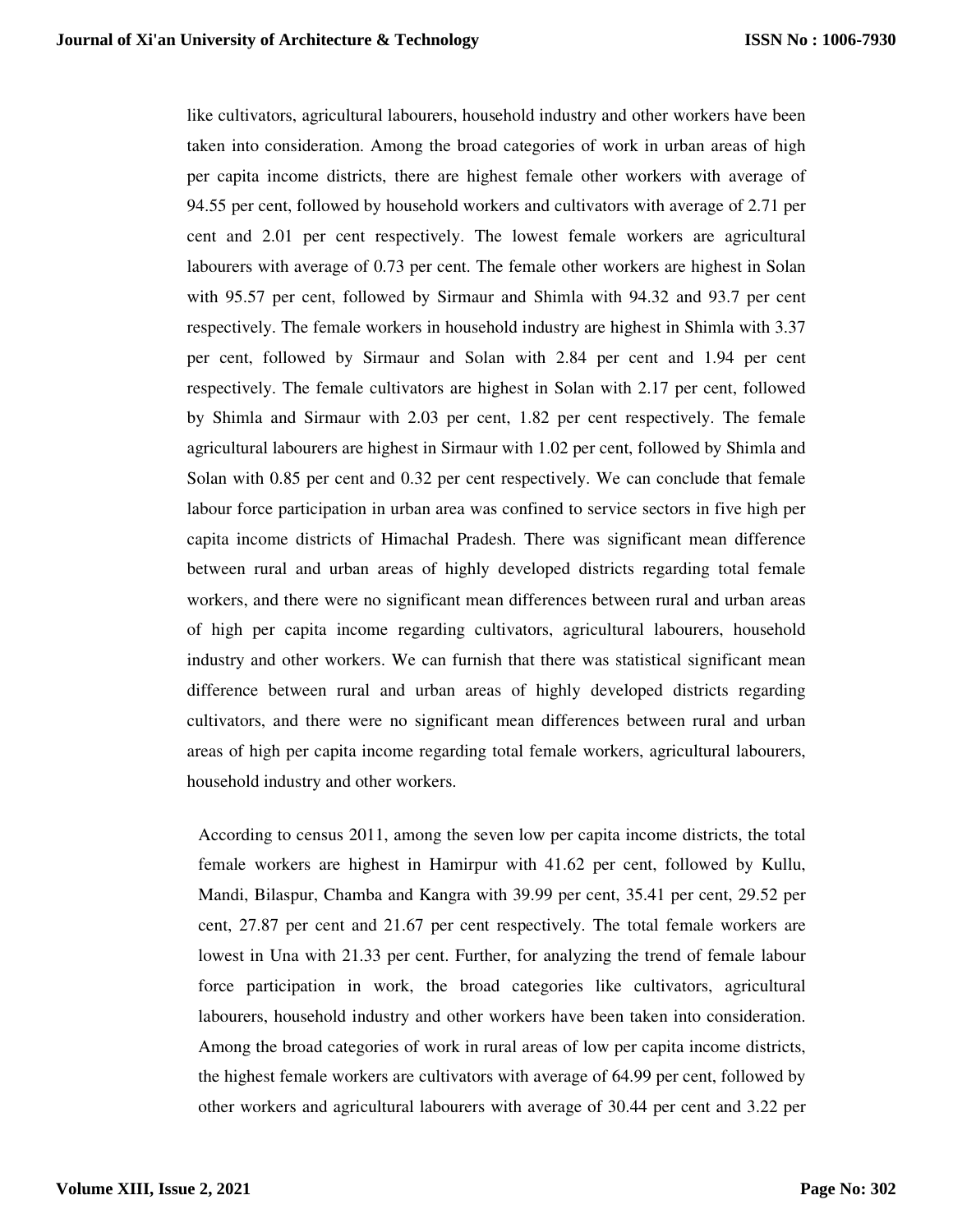like cultivators, agricultural labourers, household industry and other workers have been taken into consideration. Among the broad categories of work in urban areas of high per capita income districts, there are highest female other workers with average of 94.55 per cent, followed by household workers and cultivators with average of 2.71 per cent and 2.01 per cent respectively. The lowest female workers are agricultural labourers with average of 0.73 per cent. The female other workers are highest in Solan with 95.57 per cent, followed by Sirmaur and Shimla with 94.32 and 93.7 per cent respectively. The female workers in household industry are highest in Shimla with 3.37 per cent, followed by Sirmaur and Solan with 2.84 per cent and 1.94 per cent respectively. The female cultivators are highest in Solan with 2.17 per cent, followed by Shimla and Sirmaur with 2.03 per cent, 1.82 per cent respectively. The female agricultural labourers are highest in Sirmaur with 1.02 per cent, followed by Shimla and Solan with 0.85 per cent and 0.32 per cent respectively. We can conclude that female labour force participation in urban area was confined to service sectors in five high per capita income districts of Himachal Pradesh. There was significant mean difference between rural and urban areas of highly developed districts regarding total female workers, and there were no significant mean differences between rural and urban areas of high per capita income regarding cultivators, agricultural labourers, household industry and other workers. We can furnish that there was statistical significant mean difference between rural and urban areas of highly developed districts regarding cultivators, and there were no significant mean differences between rural and urban areas of high per capita income regarding total female workers, agricultural labourers, household industry and other workers.

According to census 2011, among the seven low per capita income districts, the total female workers are highest in Hamirpur with 41.62 per cent, followed by Kullu, Mandi, Bilaspur, Chamba and Kangra with 39.99 per cent, 35.41 per cent, 29.52 per cent, 27.87 per cent and 21.67 per cent respectively. The total female workers are lowest in Una with 21.33 per cent. Further, for analyzing the trend of female labour force participation in work, the broad categories like cultivators, agricultural labourers, household industry and other workers have been taken into consideration. Among the broad categories of work in rural areas of low per capita income districts, the highest female workers are cultivators with average of 64.99 per cent, followed by other workers and agricultural labourers with average of 30.44 per cent and 3.22 per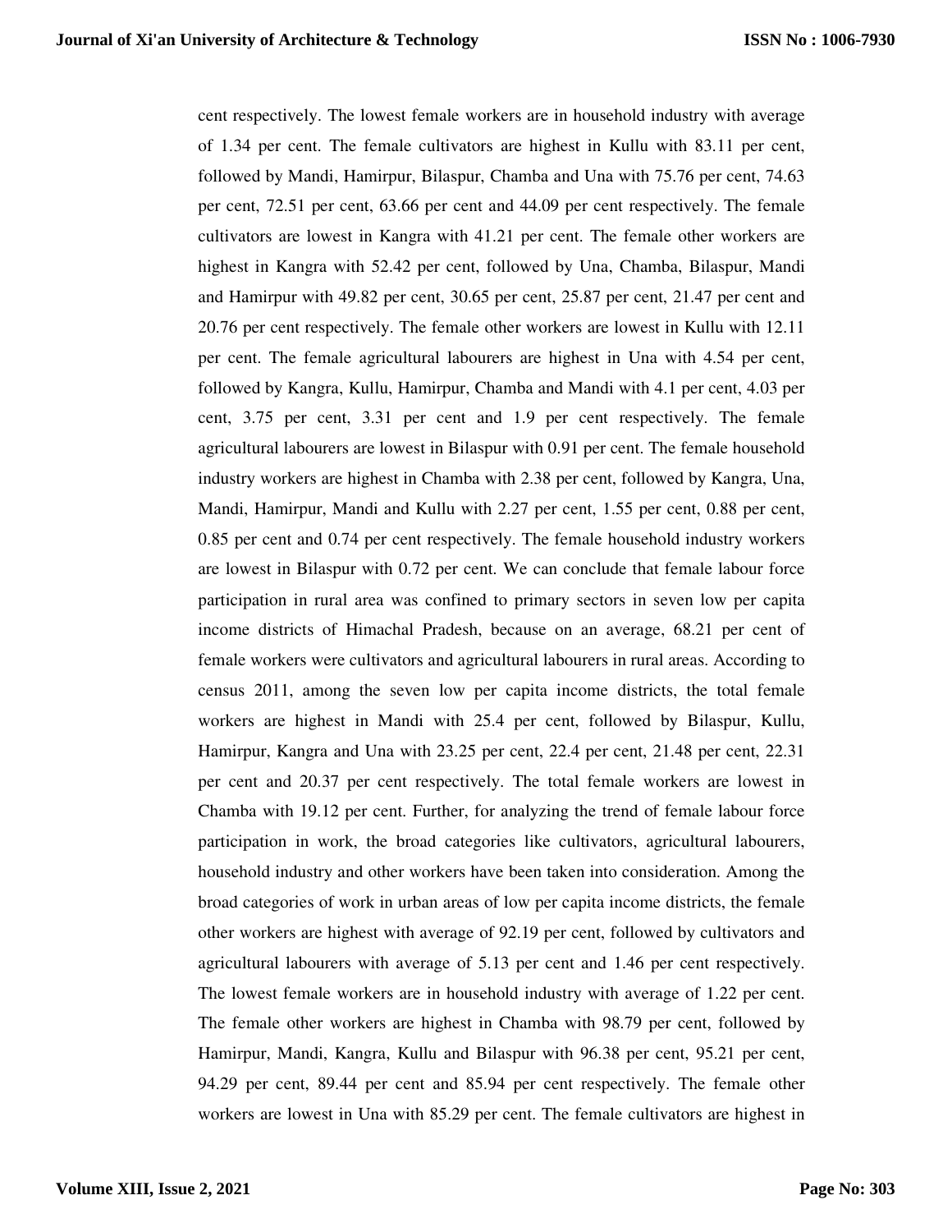cent respectively. The lowest female workers are in household industry with average of 1.34 per cent. The female cultivators are highest in Kullu with 83.11 per cent, followed by Mandi, Hamirpur, Bilaspur, Chamba and Una with 75.76 per cent, 74.63 per cent, 72.51 per cent, 63.66 per cent and 44.09 per cent respectively. The female cultivators are lowest in Kangra with 41.21 per cent. The female other workers are highest in Kangra with 52.42 per cent, followed by Una, Chamba, Bilaspur, Mandi and Hamirpur with 49.82 per cent, 30.65 per cent, 25.87 per cent, 21.47 per cent and 20.76 per cent respectively. The female other workers are lowest in Kullu with 12.11 per cent. The female agricultural labourers are highest in Una with 4.54 per cent, followed by Kangra, Kullu, Hamirpur, Chamba and Mandi with 4.1 per cent, 4.03 per cent, 3.75 per cent, 3.31 per cent and 1.9 per cent respectively. The female agricultural labourers are lowest in Bilaspur with 0.91 per cent. The female household industry workers are highest in Chamba with 2.38 per cent, followed by Kangra, Una, Mandi, Hamirpur, Mandi and Kullu with 2.27 per cent, 1.55 per cent, 0.88 per cent, 0.85 per cent and 0.74 per cent respectively. The female household industry workers are lowest in Bilaspur with 0.72 per cent. We can conclude that female labour force participation in rural area was confined to primary sectors in seven low per capita income districts of Himachal Pradesh, because on an average, 68.21 per cent of female workers were cultivators and agricultural labourers in rural areas. According to census 2011, among the seven low per capita income districts, the total female workers are highest in Mandi with 25.4 per cent, followed by Bilaspur, Kullu, Hamirpur, Kangra and Una with 23.25 per cent, 22.4 per cent, 21.48 per cent, 22.31 per cent and 20.37 per cent respectively. The total female workers are lowest in Chamba with 19.12 per cent. Further, for analyzing the trend of female labour force participation in work, the broad categories like cultivators, agricultural labourers, household industry and other workers have been taken into consideration. Among the broad categories of work in urban areas of low per capita income districts, the female other workers are highest with average of 92.19 per cent, followed by cultivators and agricultural labourers with average of 5.13 per cent and 1.46 per cent respectively. The lowest female workers are in household industry with average of 1.22 per cent. The female other workers are highest in Chamba with 98.79 per cent, followed by Hamirpur, Mandi, Kangra, Kullu and Bilaspur with 96.38 per cent, 95.21 per cent, 94.29 per cent, 89.44 per cent and 85.94 per cent respectively. The female other workers are lowest in Una with 85.29 per cent. The female cultivators are highest in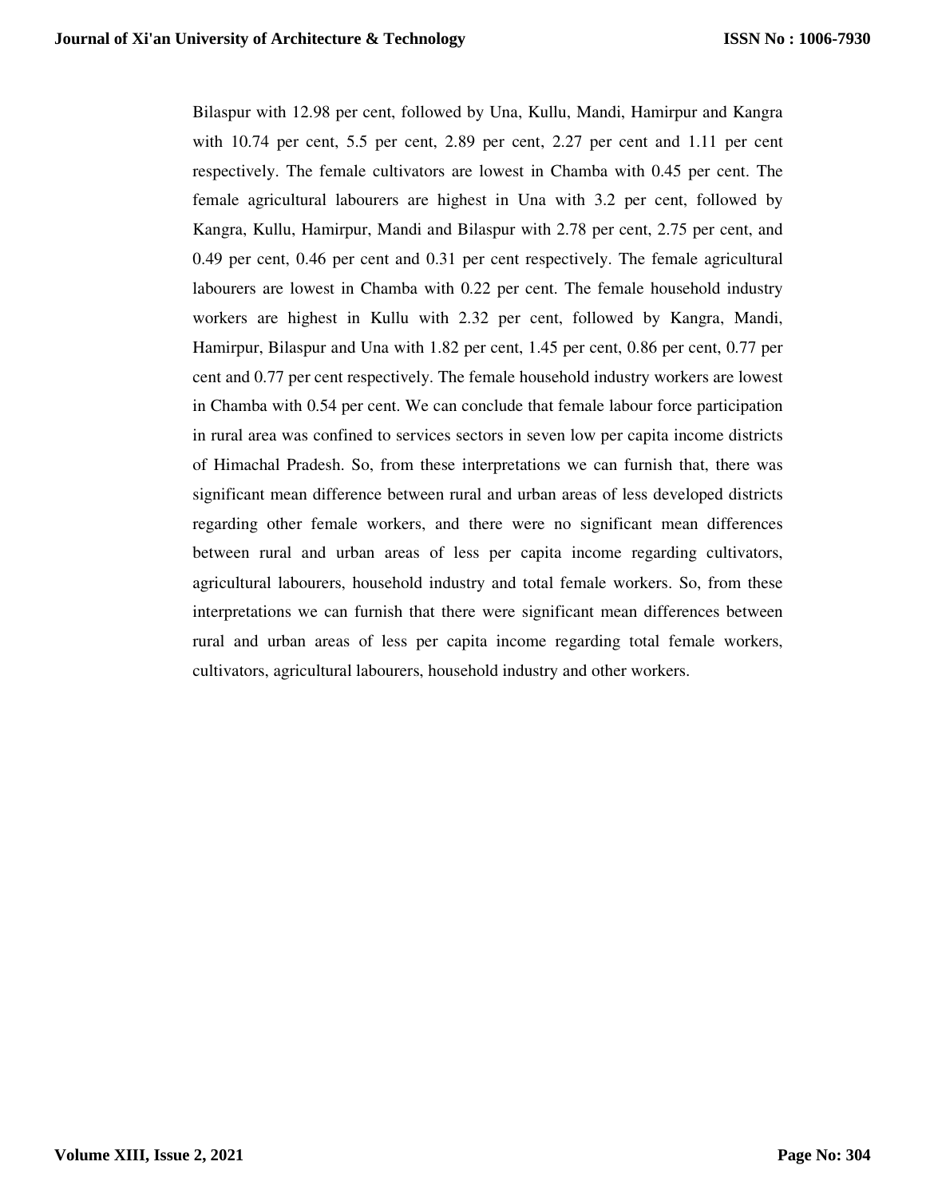Bilaspur with 12.98 per cent, followed by Una, Kullu, Mandi, Hamirpur and Kangra with 10.74 per cent, 5.5 per cent, 2.89 per cent, 2.27 per cent and 1.11 per cent respectively. The female cultivators are lowest in Chamba with 0.45 per cent. The female agricultural labourers are highest in Una with 3.2 per cent, followed by Kangra, Kullu, Hamirpur, Mandi and Bilaspur with 2.78 per cent, 2.75 per cent, and 0.49 per cent, 0.46 per cent and 0.31 per cent respectively. The female agricultural labourers are lowest in Chamba with 0.22 per cent. The female household industry workers are highest in Kullu with 2.32 per cent, followed by Kangra, Mandi, Hamirpur, Bilaspur and Una with 1.82 per cent, 1.45 per cent, 0.86 per cent, 0.77 per cent and 0.77 per cent respectively. The female household industry workers are lowest in Chamba with 0.54 per cent. We can conclude that female labour force participation in rural area was confined to services sectors in seven low per capita income districts of Himachal Pradesh. So, from these interpretations we can furnish that, there was significant mean difference between rural and urban areas of less developed districts regarding other female workers, and there were no significant mean differences between rural and urban areas of less per capita income regarding cultivators, agricultural labourers, household industry and total female workers. So, from these interpretations we can furnish that there were significant mean differences between rural and urban areas of less per capita income regarding total female workers, cultivators, agricultural labourers, household industry and other workers.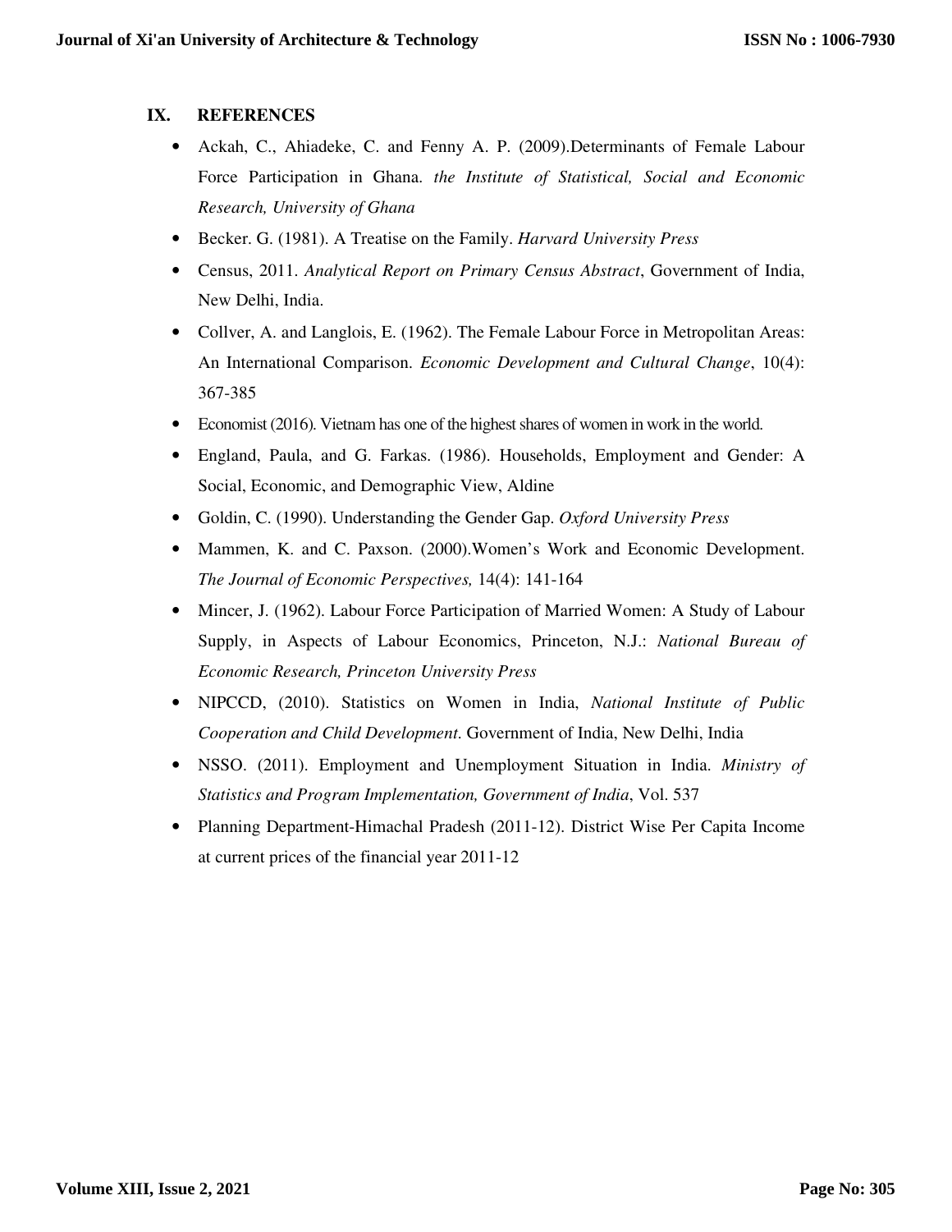## IX. REFERENCES

- Ackah, C., Ahiadeke, C. and Fenny A. P. (2009).Determinants of Female Labour Force Participation in Ghana. *the Institute of Statistical, Social and Economic Research, University of Ghana*
- Becker. G. (1981). A Treatise on the Family. *Harvard University Press*
- Census, 2011. *Analytical Report on Primary Census Abstract*, Government of India, New Delhi, India.
- Collver, A. and Langlois, E. (1962). The Female Labour Force in Metropolitan Areas: An International Comparison. *Economic Development and Cultural Change*, 10(4): 367-385
- Economist (2016). Vietnam has one of the highest shares of women in work in the world.
- England, Paula, and G. Farkas. (1986). Households, Employment and Gender: A Social, Economic, and Demographic View, Aldine
- Goldin, C. (1990). Understanding the Gender Gap. *Oxford University Press*
- Mammen, K. and C. Paxson. (2000).Women's Work and Economic Development. *The Journal of Economic Perspectives,* 14(4): 141-164
- Mincer, J. (1962). Labour Force Participation of Married Women: A Study of Labour Supply, in Aspects of Labour Economics, Princeton, N.J.: *National Bureau of Economic Research, Princeton University Press*
- NIPCCD, (2010). Statistics on Women in India, *National Institute of Public Cooperation and Child Development*. Government of India, New Delhi, India
- NSSO. (2011). Employment and Unemployment Situation in India. *Ministry of Statistics and Program Implementation, Government of India*, Vol. 537
- Planning Department-Himachal Pradesh (2011-12). District Wise Per Capita Income at current prices of the financial year 2011-12